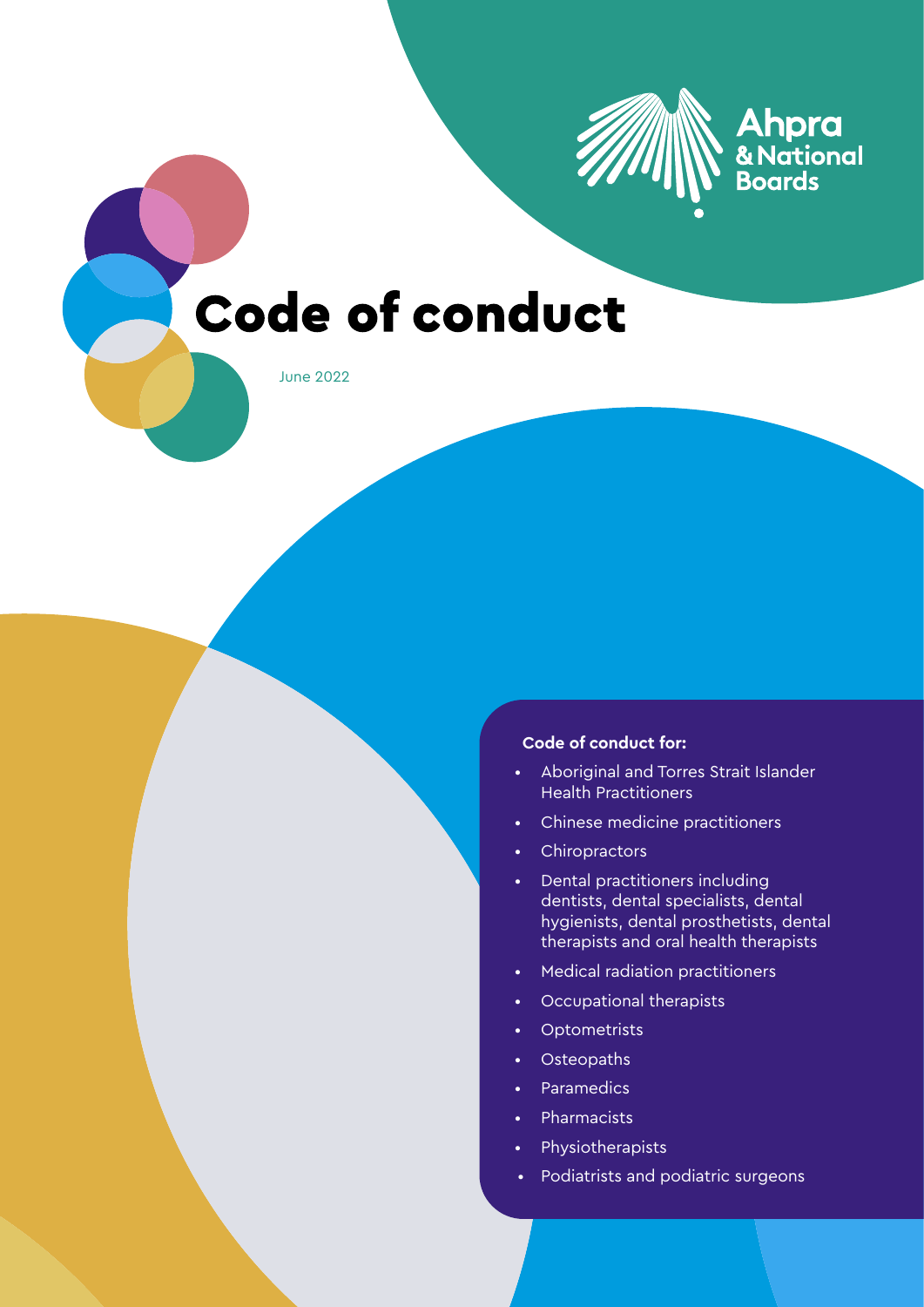Ahpra & National Boards

# Code of conduct

June 2022

**Code of conduct for:**

- Aboriginal and Torres Strait Islander Health Practitioners
- Chinese medicine practitioners
- Chiropractors
- Dental practitioners including dentists, dental specialists, dental hygienists, dental prosthetists, dental therapists and oral health therapists
- Medical radiation practitioners
- Occupational therapists
- Optometrists
- Osteopaths
- Paramedics
- Pharmacists
- Physiotherapists
- Podiatrists and podiatric surgeons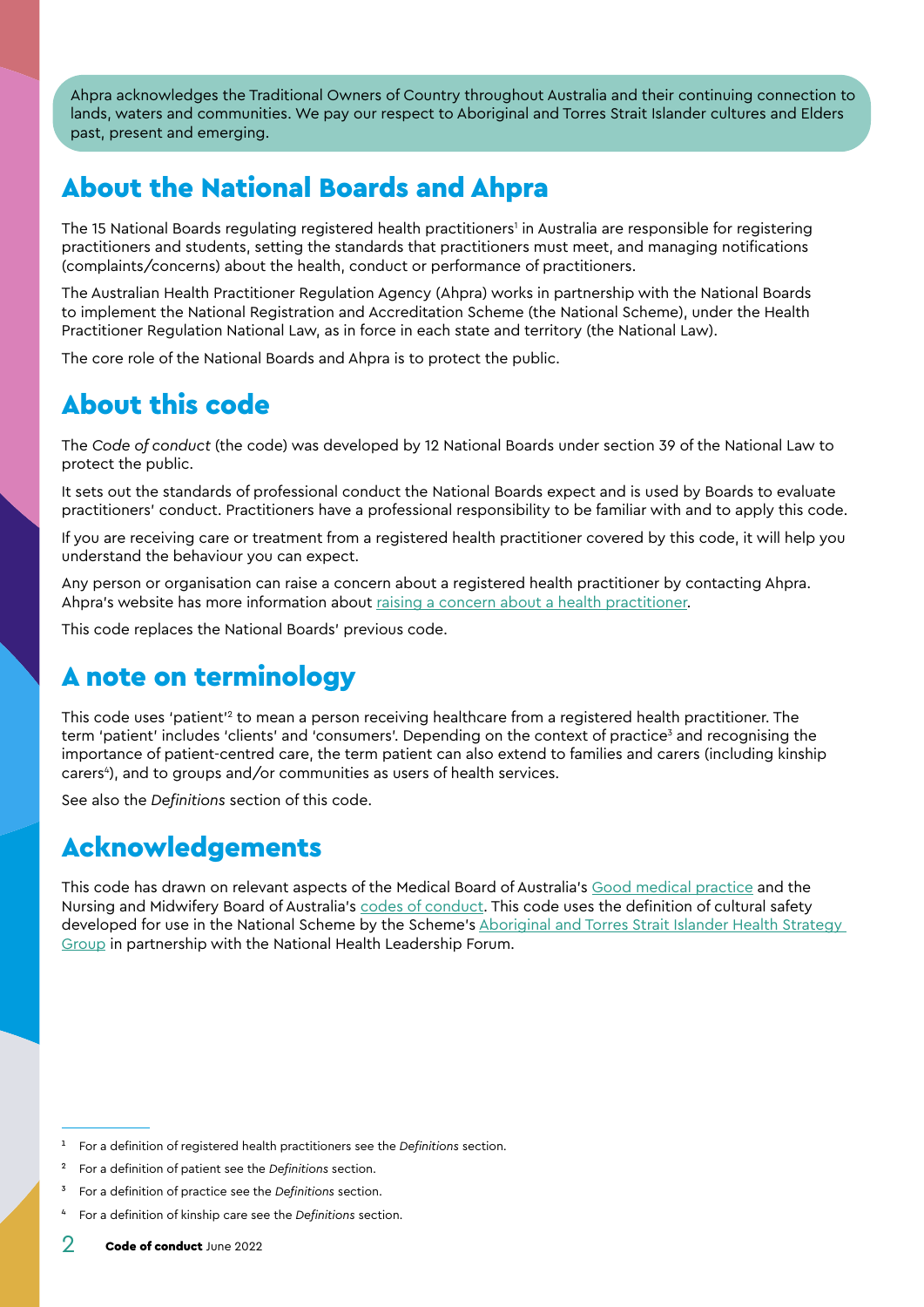Ahpra acknowledges the Traditional Owners of Country throughout Australia and their continuing connection to lands, waters and communities. We pay our respect to Aboriginal and Torres Strait Islander cultures and Elders past, present and emerging.

## About the National Boards and Ahpra

The 15 National Boards regulating registered health practitioners[1] in Australia are responsible for registering practitioners and students, setting the standards that practitioners must meet, and managing notifications (complaints/concerns) about the health, conduct or performance of practitioners.

The Australian Health Practitioner Regulation Agency (Ahpra) works in partnership with the National Boards to implement the National Registration and Accreditation Scheme (the National Scheme), under the Health Practitioner Regulation National Law, as in force in each state and territory (the National Law).

The core role of the National Boards and Ahpra is to protect the public.

## About this code

The *Code of conduct* (the code) was developed by 12 National Boards under section 39 of the National Law to protect the public.

It sets out the standards of professional conduct the National Boards expect and is used by Boards to evaluate practitioners' conduct. Practitioners have a professional responsibility to be familiar with and to apply this code.

If you are receiving care or treatment from a registered health practitioner covered by this code, it will help you understand the behaviour you can expect.

Any person or organisation can raise a concern about a registered health practitioner by contacting Ahpra. Ahpra's website has more information about raising a concern about a health practitioner.

This code replaces the National Boards' previous code.

## A note on terminology

This code uses 'patient'[2] to mean a person receiving healthcare from a registered health practitioner. The term 'patient' includes 'clients' and 'consumers'. Depending on the context of practice[3] and recognising the importance of patient-centred care, the term patient can also extend to families and carers (including kinship carers[4]), and to groups and/or communities as users of health services.

See also the *Definitions* section of this code.

## Acknowledgements

This code has drawn on relevant aspects of the Medical Board of Australia's Good medical practice and the Nursing and Midwifery Board of Australia's codes of conduct. This code uses the definition of cultural safety developed for use in the National Scheme by the Scheme's Aboriginal and Torres Strait Islander Health Strategy Group in partnership with the National Health Leadership Forum.

---

[1] For a definition of registered health practitioners see the *Definitions* section.

[2] For a definition of patient see the *Definitions* section.

[3] For a definition of practice see the *Definitions* section.

[4] For a definition of kinship care see the *Definitions* section.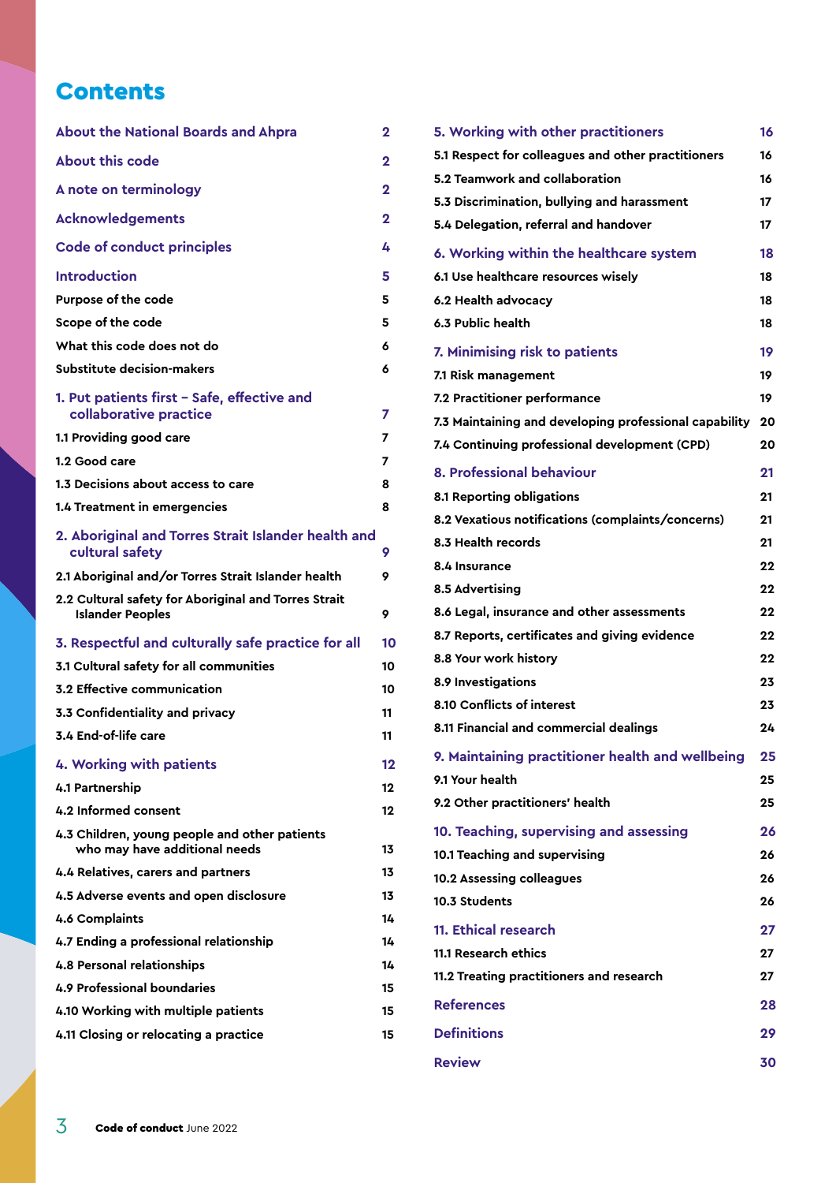# Contents

| | |
|---|---|
| **About the National Boards and Ahpra** | 2 |
| **About this code** | 2 |
| **A note on terminology** | 2 |
| **Acknowledgements** | 2 |
| **Code of conduct principles** | 4 |
| **Introduction** | 5 |
| Purpose of the code | 5 |
| Scope of the code | 5 |
| What this code does not do | 6 |
| Substitute decision-makers | 6 |
| **1. Put patients first – Safe, effective and collaborative practice** | 7 |
| 1.1 Providing good care | 7 |
| 1.2 Good care | 7 |
| 1.3 Decisions about access to care | 8 |
| 1.4 Treatment in emergencies | 8 |
| **2. Aboriginal and Torres Strait Islander health and cultural safety** | 9 |
| 2.1 Aboriginal and/or Torres Strait Islander health | 9 |
| 2.2 Cultural safety for Aboriginal and Torres Strait Islander Peoples | 9 |
| **3. Respectful and culturally safe practice for all** | 10 |
| 3.1 Cultural safety for all communities | 10 |
| 3.2 Effective communication | 10 |
| 3.3 Confidentiality and privacy | 11 |
| 3.4 End-of-life care | 11 |
| **4. Working with patients** | 12 |
| 4.1 Partnership | 12 |
| 4.2 Informed consent | 12 |
| 4.3 Children, young people and other patients who may have additional needs | 13 |
| 4.4 Relatives, carers and partners | 13 |
| 4.5 Adverse events and open disclosure | 13 |
| 4.6 Complaints | 14 |
| 4.7 Ending a professional relationship | 14 |
| 4.8 Personal relationships | 14 |
| 4.9 Professional boundaries | 15 |
| 4.10 Working with multiple patients | 15 |
| 4.11 Closing or relocating a practice | 15 |
| **5. Working with other practitioners** | 16 |
| 5.1 Respect for colleagues and other practitioners | 16 |
| 5.2 Teamwork and collaboration | 16 |
| 5.3 Discrimination, bullying and harassment | 17 |
| 5.4 Delegation, referral and handover | 17 |
| **6. Working within the healthcare system** | 18 |
| 6.1 Use healthcare resources wisely | 18 |
| 6.2 Health advocacy | 18 |
| 6.3 Public health | 18 |
| **7. Minimising risk to patients** | 19 |
| 7.1 Risk management | 19 |
| 7.2 Practitioner performance | 19 |
| 7.3 Maintaining and developing professional capability | 20 |
| 7.4 Continuing professional development (CPD) | 20 |
| **8. Professional behaviour** | 21 |
| 8.1 Reporting obligations | 21 |
| 8.2 Vexatious notifications (complaints/concerns) | 21 |
| 8.3 Health records | 21 |
| 8.4 Insurance | 22 |
| 8.5 Advertising | 22 |
| 8.6 Legal, insurance and other assessments | 22 |
| 8.7 Reports, certificates and giving evidence | 22 |
| 8.8 Your work history | 22 |
| 8.9 Investigations | 23 |
| 8.10 Conflicts of interest | 23 |
| 8.11 Financial and commercial dealings | 24 |
| **9. Maintaining practitioner health and wellbeing** | 25 |
| 9.1 Your health | 25 |
| 9.2 Other practitioners' health | 25 |
| **10. Teaching, supervising and assessing** | 26 |
| 10.1 Teaching and supervising | 26 |
| 10.2 Assessing colleagues | 26 |
| 10.3 Students | 26 |
| **11. Ethical research** | 27 |
| 11.1 Research ethics | 27 |
| 11.2 Treating practitioners and research | 27 |
| **References** | 28 |
| **Definitions** | 29 |
| **Review** | 30 |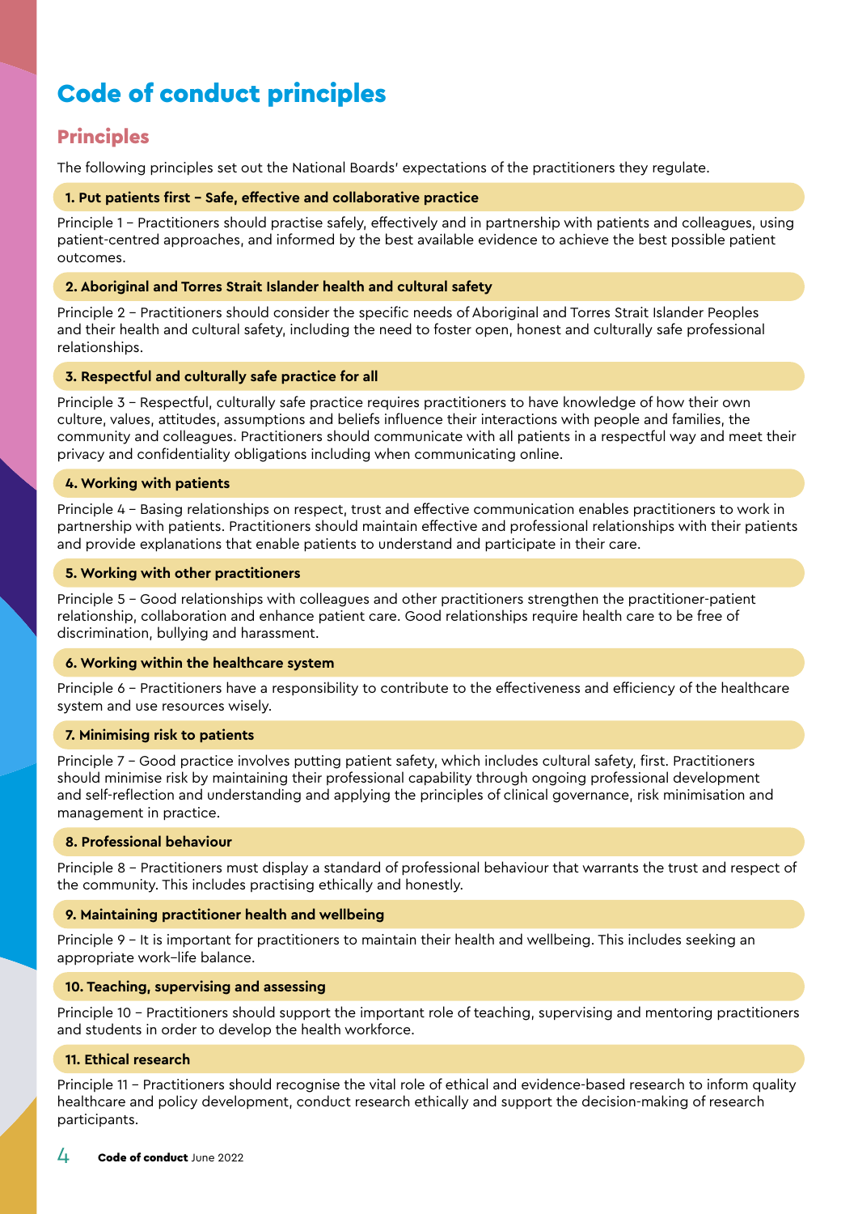# Code of conduct principles

## Principles

The following principles set out the National Boards' expectations of the practitioners they regulate.

### 1. Put patients first – Safe, effective and collaborative practice

Principle 1 – Practitioners should practise safely, effectively and in partnership with patients and colleagues, using patient-centred approaches, and informed by the best available evidence to achieve the best possible patient outcomes.

### 2. Aboriginal and Torres Strait Islander health and cultural safety

Principle 2 – Practitioners should consider the specific needs of Aboriginal and Torres Strait Islander Peoples and their health and cultural safety, including the need to foster open, honest and culturally safe professional relationships.

### 3. Respectful and culturally safe practice for all

Principle 3 – Respectful, culturally safe practice requires practitioners to have knowledge of how their own culture, values, attitudes, assumptions and beliefs influence their interactions with people and families, the community and colleagues. Practitioners should communicate with all patients in a respectful way and meet their privacy and confidentiality obligations including when communicating online.

### 4. Working with patients

Principle 4 – Basing relationships on respect, trust and effective communication enables practitioners to work in partnership with patients. Practitioners should maintain effective and professional relationships with their patients and provide explanations that enable patients to understand and participate in their care.

### 5. Working with other practitioners

Principle 5 – Good relationships with colleagues and other practitioners strengthen the practitioner-patient relationship, collaboration and enhance patient care. Good relationships require health care to be free of discrimination, bullying and harassment.

### 6. Working within the healthcare system

Principle 6 – Practitioners have a responsibility to contribute to the effectiveness and efficiency of the healthcare system and use resources wisely.

### 7. Minimising risk to patients

Principle 7 – Good practice involves putting patient safety, which includes cultural safety, first. Practitioners should minimise risk by maintaining their professional capability through ongoing professional development and self-reflection and understanding and applying the principles of clinical governance, risk minimisation and management in practice.

### 8. Professional behaviour

Principle 8 – Practitioners must display a standard of professional behaviour that warrants the trust and respect of the community. This includes practising ethically and honestly.

### 9. Maintaining practitioner health and wellbeing

Principle 9 – It is important for practitioners to maintain their health and wellbeing. This includes seeking an appropriate work–life balance.

### 10. Teaching, supervising and assessing

Principle 10 – Practitioners should support the important role of teaching, supervising and mentoring practitioners and students in order to develop the health workforce.

### 11. Ethical research

Principle 11 – Practitioners should recognise the vital role of ethical and evidence-based research to inform quality healthcare and policy development, conduct research ethically and support the decision-making of research participants.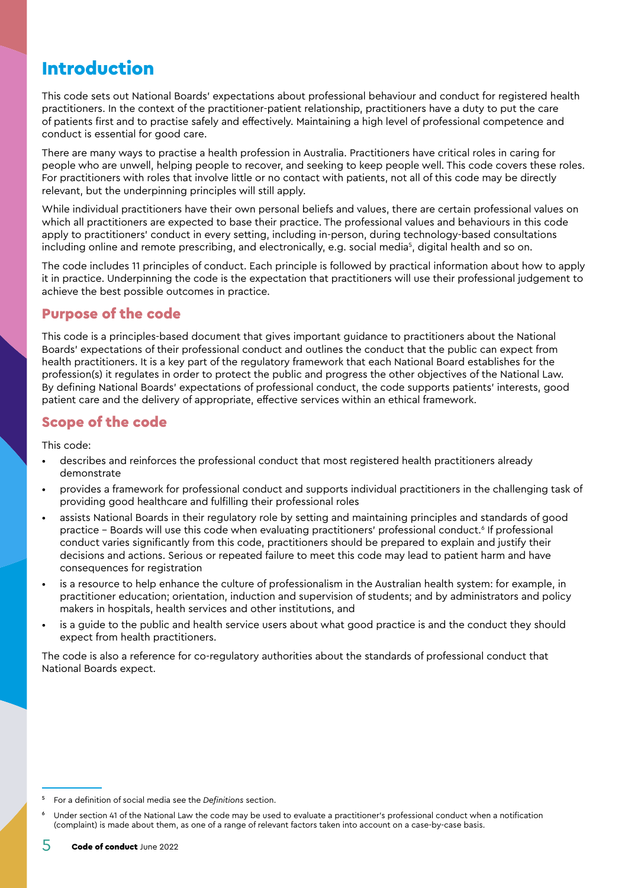# Introduction

This code sets out National Boards' expectations about professional behaviour and conduct for registered health practitioners. In the context of the practitioner-patient relationship, practitioners have a duty to put the care of patients first and to practise safely and effectively. Maintaining a high level of professional competence and conduct is essential for good care.

There are many ways to practise a health profession in Australia. Practitioners have critical roles in caring for people who are unwell, helping people to recover, and seeking to keep people well. This code covers these roles. For practitioners with roles that involve little or no contact with patients, not all of this code may be directly relevant, but the underpinning principles will still apply.

While individual practitioners have their own personal beliefs and values, there are certain professional values on which all practitioners are expected to base their practice. The professional values and behaviours in this code apply to practitioners' conduct in every setting, including in-person, during technology-based consultations including online and remote prescribing, and electronically, e.g. social media[5], digital health and so on.

The code includes 11 principles of conduct. Each principle is followed by practical information about how to apply it in practice. Underpinning the code is the expectation that practitioners will use their professional judgement to achieve the best possible outcomes in practice.

## Purpose of the code

This code is a principles-based document that gives important guidance to practitioners about the National Boards' expectations of their professional conduct and outlines the conduct that the public can expect from health practitioners. It is a key part of the regulatory framework that each National Board establishes for the profession(s) it regulates in order to protect the public and progress the other objectives of the National Law. By defining National Boards' expectations of professional conduct, the code supports patients' interests, good patient care and the delivery of appropriate, effective services within an ethical framework.

## Scope of the code

This code:

- describes and reinforces the professional conduct that most registered health practitioners already demonstrate
- provides a framework for professional conduct and supports individual practitioners in the challenging task of providing good healthcare and fulfilling their professional roles
- assists National Boards in their regulatory role by setting and maintaining principles and standards of good practice – Boards will use this code when evaluating practitioners' professional conduct.[6] If professional conduct varies significantly from this code, practitioners should be prepared to explain and justify their decisions and actions. Serious or repeated failure to meet this code may lead to patient harm and have consequences for registration
- is a resource to help enhance the culture of professionalism in the Australian health system: for example, in practitioner education; orientation, induction and supervision of students; and by administrators and policy makers in hospitals, health services and other institutions, and
- is a guide to the public and health service users about what good practice is and the conduct they should expect from health practitioners.

The code is also a reference for co-regulatory authorities about the standards of professional conduct that National Boards expect.

---

[5] For a definition of social media see the *Definitions* section.

[6] Under section 41 of the National Law the code may be used to evaluate a practitioner's professional conduct when a notification (complaint) is made about them, as one of a range of relevant factors taken into account on a case-by-case basis.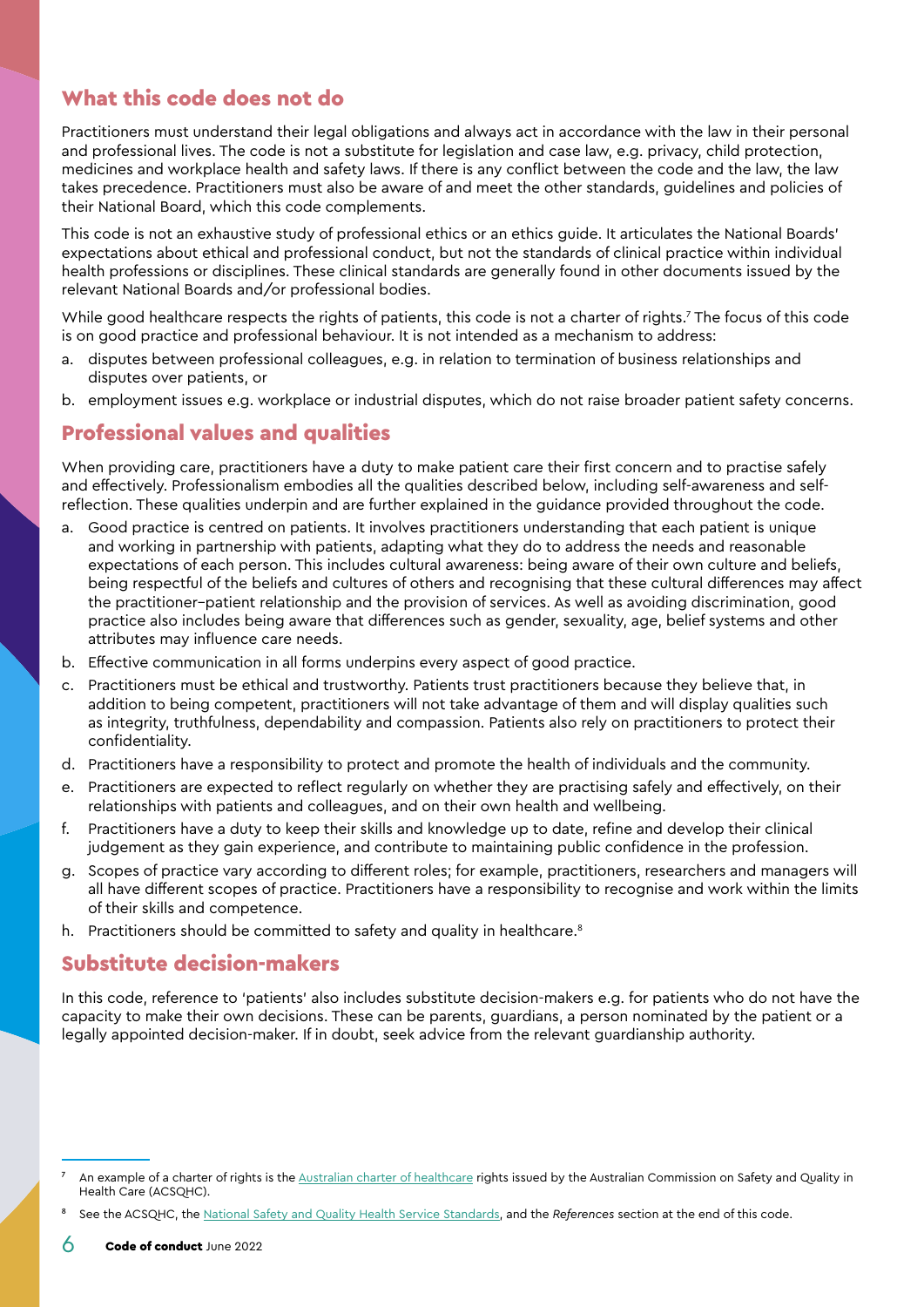## What this code does not do

Practitioners must understand their legal obligations and always act in accordance with the law in their personal and professional lives. The code is not a substitute for legislation and case law, e.g. privacy, child protection, medicines and workplace health and safety laws. If there is any conflict between the code and the law, the law takes precedence. Practitioners must also be aware of and meet the other standards, guidelines and policies of their National Board, which this code complements.

This code is not an exhaustive study of professional ethics or an ethics guide. It articulates the National Boards' expectations about ethical and professional conduct, but not the standards of clinical practice within individual health professions or disciplines. These clinical standards are generally found in other documents issued by the relevant National Boards and/or professional bodies.

While good healthcare respects the rights of patients, this code is not a charter of rights.[7] The focus of this code is on good practice and professional behaviour. It is not intended as a mechanism to address:

a. disputes between professional colleagues, e.g. in relation to termination of business relationships and disputes over patients, or
b. employment issues e.g. workplace or industrial disputes, which do not raise broader patient safety concerns.

## Professional values and qualities

When providing care, practitioners have a duty to make patient care their first concern and to practise safely and effectively. Professionalism embodies all the qualities described below, including self-awareness and self-reflection. These qualities underpin and are further explained in the guidance provided throughout the code.

a. Good practice is centred on patients. It involves practitioners understanding that each patient is unique and working in partnership with patients, adapting what they do to address the needs and reasonable expectations of each person. This includes cultural awareness: being aware of their own culture and beliefs, being respectful of the beliefs and cultures of others and recognising that these cultural differences may affect the practitioner–patient relationship and the provision of services. As well as avoiding discrimination, good practice also includes being aware that differences such as gender, sexuality, age, belief systems and other attributes may influence care needs.
b. Effective communication in all forms underpins every aspect of good practice.
c. Practitioners must be ethical and trustworthy. Patients trust practitioners because they believe that, in addition to being competent, practitioners will not take advantage of them and will display qualities such as integrity, truthfulness, dependability and compassion. Patients also rely on practitioners to protect their confidentiality.
d. Practitioners have a responsibility to protect and promote the health of individuals and the community.
e. Practitioners are expected to reflect regularly on whether they are practising safely and effectively, on their relationships with patients and colleagues, and on their own health and wellbeing.
f. Practitioners have a duty to keep their skills and knowledge up to date, refine and develop their clinical judgement as they gain experience, and contribute to maintaining public confidence in the profession.
g. Scopes of practice vary according to different roles; for example, practitioners, researchers and managers will all have different scopes of practice. Practitioners have a responsibility to recognise and work within the limits of their skills and competence.
h. Practitioners should be committed to safety and quality in healthcare.[8]

## Substitute decision-makers

In this code, reference to 'patients' also includes substitute decision-makers e.g. for patients who do not have the capacity to make their own decisions. These can be parents, guardians, a person nominated by the patient or a legally appointed decision-maker. If in doubt, seek advice from the relevant guardianship authority.

---

[7] An example of a charter of rights is the Australian charter of healthcare rights issued by the Australian Commission on Safety and Quality in Health Care (ACSQHC).

[8] See the ACSQHC, the National Safety and Quality Health Service Standards, and the *References* section at the end of this code.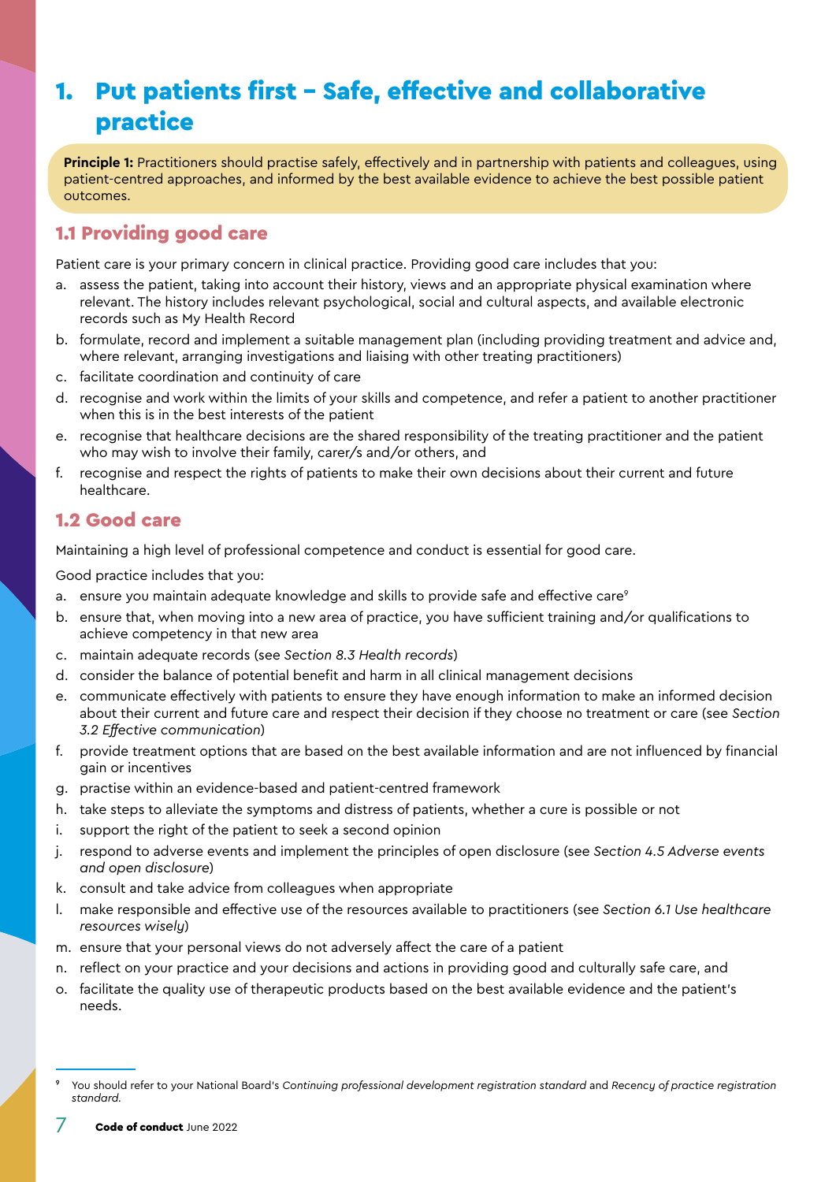# 1. Put patients first – Safe, effective and collaborative practice

**Principle 1:** Practitioners should practise safely, effectively and in partnership with patients and colleagues, using patient-centred approaches, and informed by the best available evidence to achieve the best possible patient outcomes.

## 1.1 Providing good care

Patient care is your primary concern in clinical practice. Providing good care includes that you:

a. assess the patient, taking into account their history, views and an appropriate physical examination where relevant. The history includes relevant psychological, social and cultural aspects, and available electronic records such as My Health Record
b. formulate, record and implement a suitable management plan (including providing treatment and advice and, where relevant, arranging investigations and liaising with other treating practitioners)
c. facilitate coordination and continuity of care
d. recognise and work within the limits of your skills and competence, and refer a patient to another practitioner when this is in the best interests of the patient
e. recognise that healthcare decisions are the shared responsibility of the treating practitioner and the patient who may wish to involve their family, carer/s and/or others, and
f. recognise and respect the rights of patients to make their own decisions about their current and future healthcare.

## 1.2 Good care

Maintaining a high level of professional competence and conduct is essential for good care.

Good practice includes that you:

a. ensure you maintain adequate knowledge and skills to provide safe and effective care[9]
b. ensure that, when moving into a new area of practice, you have sufficient training and/or qualifications to achieve competency in that new area
c. maintain adequate records (see *Section 8.3 Health records*)
d. consider the balance of potential benefit and harm in all clinical management decisions
e. communicate effectively with patients to ensure they have enough information to make an informed decision about their current and future care and respect their decision if they choose no treatment or care (see *Section 3.2 Effective communication*)
f. provide treatment options that are based on the best available information and are not influenced by financial gain or incentives
g. practise within an evidence-based and patient-centred framework
h. take steps to alleviate the symptoms and distress of patients, whether a cure is possible or not
i. support the right of the patient to seek a second opinion
j. respond to adverse events and implement the principles of open disclosure (see *Section 4.5 Adverse events and open disclosure*)
k. consult and take advice from colleagues when appropriate
l. make responsible and effective use of the resources available to practitioners (see *Section 6.1 Use healthcare resources wisely*)
m. ensure that your personal views do not adversely affect the care of a patient
n. reflect on your practice and your decisions and actions in providing good and culturally safe care, and
o. facilitate the quality use of therapeutic products based on the best available evidence and the patient's needs.

---

[9] You should refer to your National Board's *Continuing professional development registration standard* and *Recency of practice registration standard*.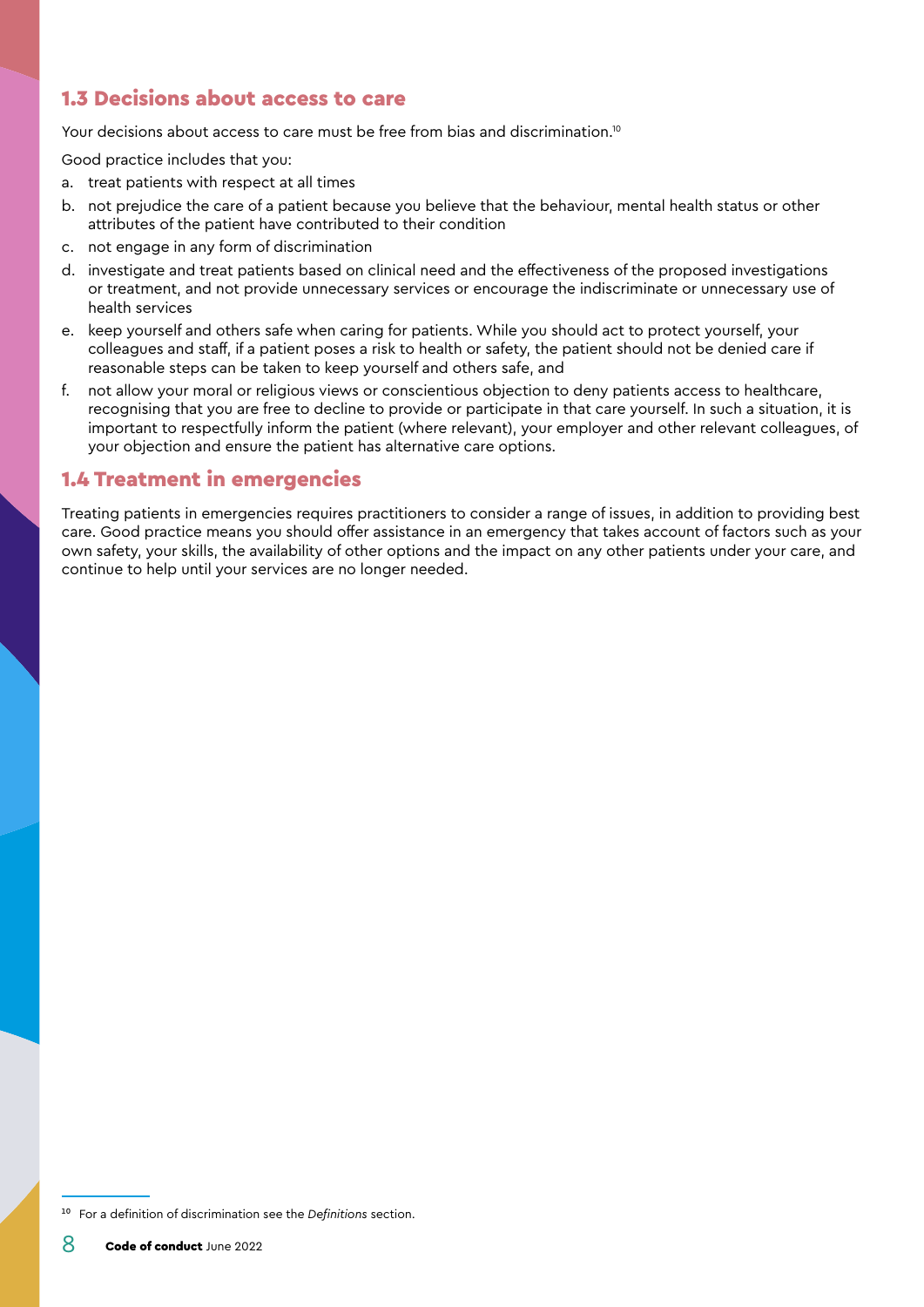## 1.3 Decisions about access to care

Your decisions about access to care must be free from bias and discrimination.[10]

Good practice includes that you:

a. treat patients with respect at all times
b. not prejudice the care of a patient because you believe that the behaviour, mental health status or other attributes of the patient have contributed to their condition
c. not engage in any form of discrimination
d. investigate and treat patients based on clinical need and the effectiveness of the proposed investigations or treatment, and not provide unnecessary services or encourage the indiscriminate or unnecessary use of health services
e. keep yourself and others safe when caring for patients. While you should act to protect yourself, your colleagues and staff, if a patient poses a risk to health or safety, the patient should not be denied care if reasonable steps can be taken to keep yourself and others safe, and
f. not allow your moral or religious views or conscientious objection to deny patients access to healthcare, recognising that you are free to decline to provide or participate in that care yourself. In such a situation, it is important to respectfully inform the patient (where relevant), your employer and other relevant colleagues, of your objection and ensure the patient has alternative care options.

## 1.4 Treatment in emergencies

Treating patients in emergencies requires practitioners to consider a range of issues, in addition to providing best care. Good practice means you should offer assistance in an emergency that takes account of factors such as your own safety, your skills, the availability of other options and the impact on any other patients under your care, and continue to help until your services are no longer needed.

[10] For a definition of discrimination see the *Definitions* section.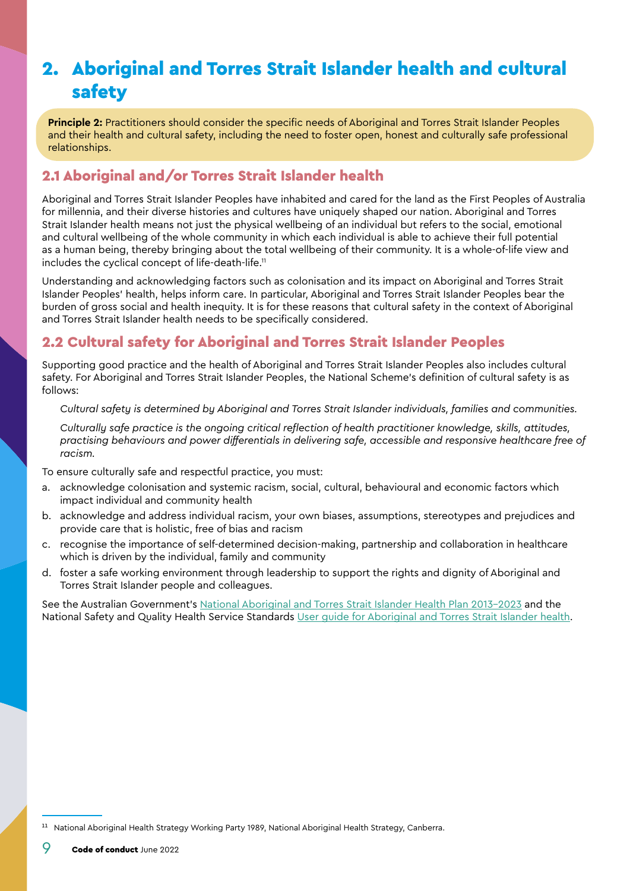# 2. Aboriginal and Torres Strait Islander health and cultural safety

**Principle 2:** Practitioners should consider the specific needs of Aboriginal and Torres Strait Islander Peoples and their health and cultural safety, including the need to foster open, honest and culturally safe professional relationships.

## 2.1 Aboriginal and/or Torres Strait Islander health

Aboriginal and Torres Strait Islander Peoples have inhabited and cared for the land as the First Peoples of Australia for millennia, and their diverse histories and cultures have uniquely shaped our nation. Aboriginal and Torres Strait Islander health means not just the physical wellbeing of an individual but refers to the social, emotional and cultural wellbeing of the whole community in which each individual is able to achieve their full potential as a human being, thereby bringing about the total wellbeing of their community. It is a whole-of-life view and includes the cyclical concept of life-death-life.[11]

Understanding and acknowledging factors such as colonisation and its impact on Aboriginal and Torres Strait Islander Peoples' health, helps inform care. In particular, Aboriginal and Torres Strait Islander Peoples bear the burden of gross social and health inequity. It is for these reasons that cultural safety in the context of Aboriginal and Torres Strait Islander health needs to be specifically considered.

## 2.2 Cultural safety for Aboriginal and Torres Strait Islander Peoples

Supporting good practice and the health of Aboriginal and Torres Strait Islander Peoples also includes cultural safety. For Aboriginal and Torres Strait Islander Peoples, the National Scheme's definition of cultural safety is as follows:

*Cultural safety is determined by Aboriginal and Torres Strait Islander individuals, families and communities.*

*Culturally safe practice is the ongoing critical reflection of health practitioner knowledge, skills, attitudes, practising behaviours and power differentials in delivering safe, accessible and responsive healthcare free of racism.*

To ensure culturally safe and respectful practice, you must:

a. acknowledge colonisation and systemic racism, social, cultural, behavioural and economic factors which impact individual and community health

b. acknowledge and address individual racism, your own biases, assumptions, stereotypes and prejudices and provide care that is holistic, free of bias and racism

c. recognise the importance of self-determined decision-making, partnership and collaboration in healthcare which is driven by the individual, family and community

d. foster a safe working environment through leadership to support the rights and dignity of Aboriginal and Torres Strait Islander people and colleagues.

See the Australian Government's National Aboriginal and Torres Strait Islander Health Plan 2013–2023 and the National Safety and Quality Health Service Standards User guide for Aboriginal and Torres Strait Islander health.

[11] National Aboriginal Health Strategy Working Party 1989, National Aboriginal Health Strategy, Canberra.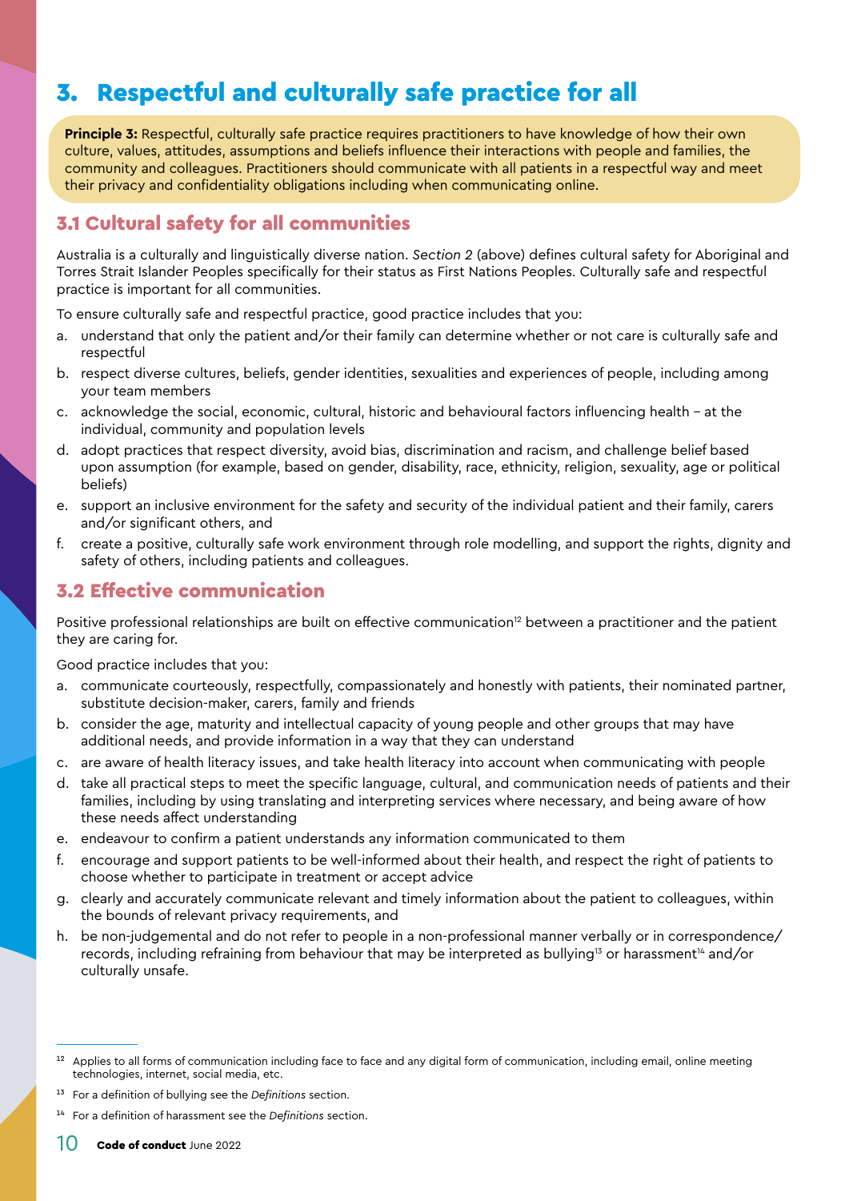# 3. Respectful and culturally safe practice for all

**Principle 3:** Respectful, culturally safe practice requires practitioners to have knowledge of how their own culture, values, attitudes, assumptions and beliefs influence their interactions with people and families, the community and colleagues. Practitioners should communicate with all patients in a respectful way and meet their privacy and confidentiality obligations including when communicating online.

## 3.1 Cultural safety for all communities

Australia is a culturally and linguistically diverse nation. *Section 2* (above) defines cultural safety for Aboriginal and Torres Strait Islander Peoples specifically for their status as First Nations Peoples. Culturally safe and respectful practice is important for all communities.

To ensure culturally safe and respectful practice, good practice includes that you:

a. understand that only the patient and/or their family can determine whether or not care is culturally safe and respectful

b. respect diverse cultures, beliefs, gender identities, sexualities and experiences of people, including among your team members

c. acknowledge the social, economic, cultural, historic and behavioural factors influencing health – at the individual, community and population levels

d. adopt practices that respect diversity, avoid bias, discrimination and racism, and challenge belief based upon assumption (for example, based on gender, disability, race, ethnicity, religion, sexuality, age or political beliefs)

e. support an inclusive environment for the safety and security of the individual patient and their family, carers and/or significant others, and

f. create a positive, culturally safe work environment through role modelling, and support the rights, dignity and safety of others, including patients and colleagues.

## 3.2 Effective communication

Positive professional relationships are built on effective communication[12] between a practitioner and the patient they are caring for.

Good practice includes that you:

a. communicate courteously, respectfully, compassionately and honestly with patients, their nominated partner, substitute decision-maker, carers, family and friends

b. consider the age, maturity and intellectual capacity of young people and other groups that may have additional needs, and provide information in a way that they can understand

c. are aware of health literacy issues, and take health literacy into account when communicating with people

d. take all practical steps to meet the specific language, cultural, and communication needs of patients and their families, including by using translating and interpreting services where necessary, and being aware of how these needs affect understanding

e. endeavour to confirm a patient understands any information communicated to them

f. encourage and support patients to be well-informed about their health, and respect the right of patients to choose whether to participate in treatment or accept advice

g. clearly and accurately communicate relevant and timely information about the patient to colleagues, within the bounds of relevant privacy requirements, and

h. be non-judgemental and do not refer to people in a non-professional manner verbally or in correspondence/records, including refraining from behaviour that may be interpreted as bullying[13] or harassment[14] and/or culturally unsafe.

---

[12] Applies to all forms of communication including face to face and any digital form of communication, including email, online meeting technologies, internet, social media, etc.

[13] For a definition of bullying see the *Definitions* section.

[14] For a definition of harassment see the *Definitions* section.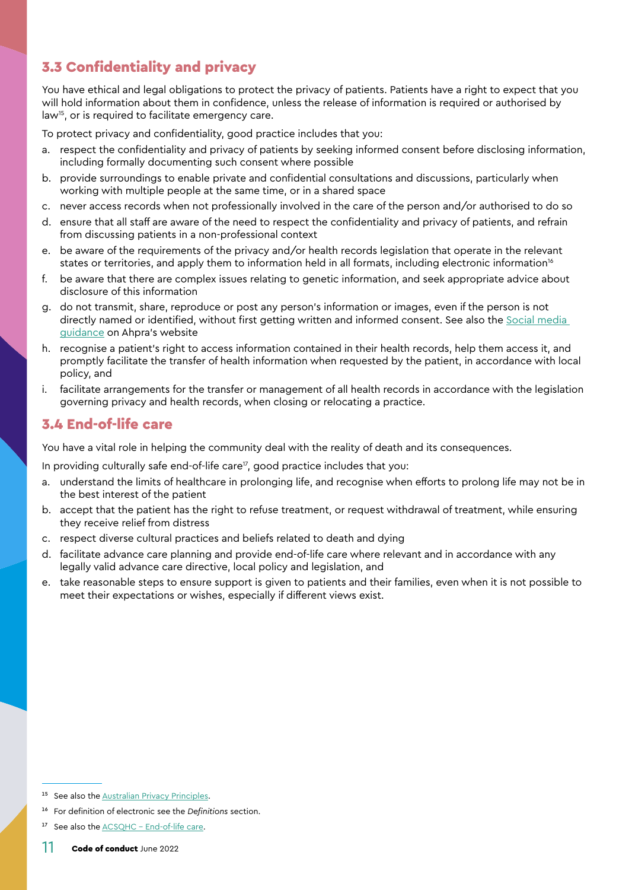### 3.3 Confidentiality and privacy

You have ethical and legal obligations to protect the privacy of patients. Patients have a right to expect that you will hold information about them in confidence, unless the release of information is required or authorised by law[15], or is required to facilitate emergency care.

To protect privacy and confidentiality, good practice includes that you:

a. respect the confidentiality and privacy of patients by seeking informed consent before disclosing information, including formally documenting such consent where possible
b. provide surroundings to enable private and confidential consultations and discussions, particularly when working with multiple people at the same time, or in a shared space
c. never access records when not professionally involved in the care of the person and/or authorised to do so
d. ensure that all staff are aware of the need to respect the confidentiality and privacy of patients, and refrain from discussing patients in a non-professional context
e. be aware of the requirements of the privacy and/or health records legislation that operate in the relevant states or territories, and apply them to information held in all formats, including electronic information[16]
f. be aware that there are complex issues relating to genetic information, and seek appropriate advice about disclosure of this information
g. do not transmit, share, reproduce or post any person's information or images, even if the person is not directly named or identified, without first getting written and informed consent. See also the [Social media guidance]() on Ahpra's website
h. recognise a patient's right to access information contained in their health records, help them access it, and promptly facilitate the transfer of health information when requested by the patient, in accordance with local policy, and
i. facilitate arrangements for the transfer or management of all health records in accordance with the legislation governing privacy and health records, when closing or relocating a practice.

### 3.4 End-of-life care

You have a vital role in helping the community deal with the reality of death and its consequences.

In providing culturally safe end-of-life care[17], good practice includes that you:

a. understand the limits of healthcare in prolonging life, and recognise when efforts to prolong life may not be in the best interest of the patient
b. accept that the patient has the right to refuse treatment, or request withdrawal of treatment, while ensuring they receive relief from distress
c. respect diverse cultural practices and beliefs related to death and dying
d. facilitate advance care planning and provide end-of-life care where relevant and in accordance with any legally valid advance care directive, local policy and legislation, and
e. take reasonable steps to ensure support is given to patients and their families, even when it is not possible to meet their expectations or wishes, especially if different views exist.

---

[15] See also the Australian Privacy Principles.

[16] For definition of electronic see the *Definitions* section.

[17] See also the ACSQHC – End-of-life care.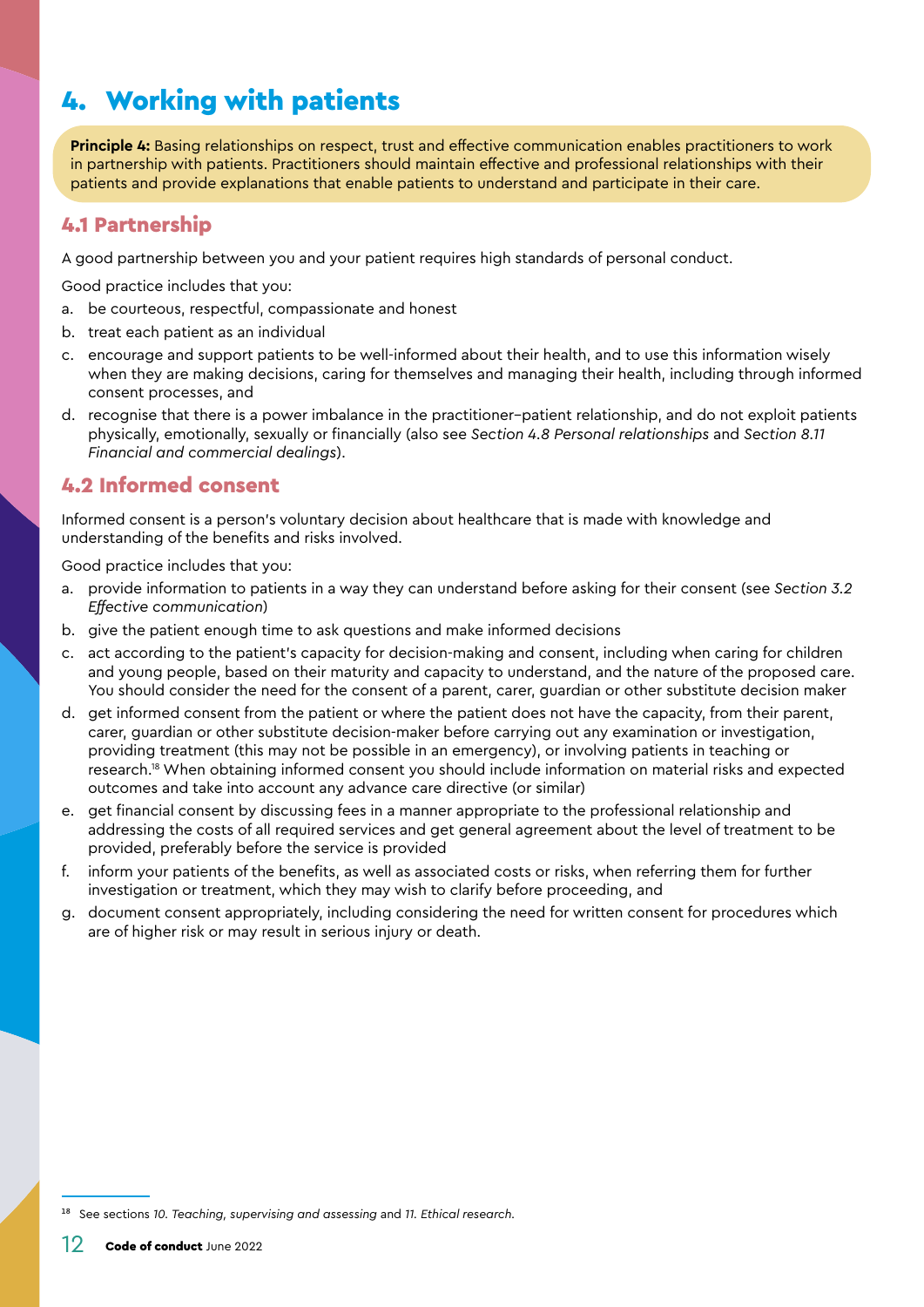# 4. Working with patients

**Principle 4:** Basing relationships on respect, trust and effective communication enables practitioners to work in partnership with patients. Practitioners should maintain effective and professional relationships with their patients and provide explanations that enable patients to understand and participate in their care.

## 4.1 Partnership

A good partnership between you and your patient requires high standards of personal conduct.

Good practice includes that you:

a. be courteous, respectful, compassionate and honest
b. treat each patient as an individual
c. encourage and support patients to be well-informed about their health, and to use this information wisely when they are making decisions, caring for themselves and managing their health, including through informed consent processes, and
d. recognise that there is a power imbalance in the practitioner–patient relationship, and do not exploit patients physically, emotionally, sexually or financially (also see *Section 4.8 Personal relationships* and *Section 8.11 Financial and commercial dealings*).

## 4.2 Informed consent

Informed consent is a person's voluntary decision about healthcare that is made with knowledge and understanding of the benefits and risks involved.

Good practice includes that you:

a. provide information to patients in a way they can understand before asking for their consent (see *Section 3.2 Effective communication*)
b. give the patient enough time to ask questions and make informed decisions
c. act according to the patient's capacity for decision-making and consent, including when caring for children and young people, based on their maturity and capacity to understand, and the nature of the proposed care. You should consider the need for the consent of a parent, carer, guardian or other substitute decision maker
d. get informed consent from the patient or where the patient does not have the capacity, from their parent, carer, guardian or other substitute decision-maker before carrying out any examination or investigation, providing treatment (this may not be possible in an emergency), or involving patients in teaching or research.[18] When obtaining informed consent you should include information on material risks and expected outcomes and take into account any advance care directive (or similar)
e. get financial consent by discussing fees in a manner appropriate to the professional relationship and addressing the costs of all required services and get general agreement about the level of treatment to be provided, preferably before the service is provided
f. inform your patients of the benefits, as well as associated costs or risks, when referring them for further investigation or treatment, which they may wish to clarify before proceeding, and
g. document consent appropriately, including considering the need for written consent for procedures which are of higher risk or may result in serious injury or death.

[18] See sections *10. Teaching, supervising and assessing* and *11. Ethical research.*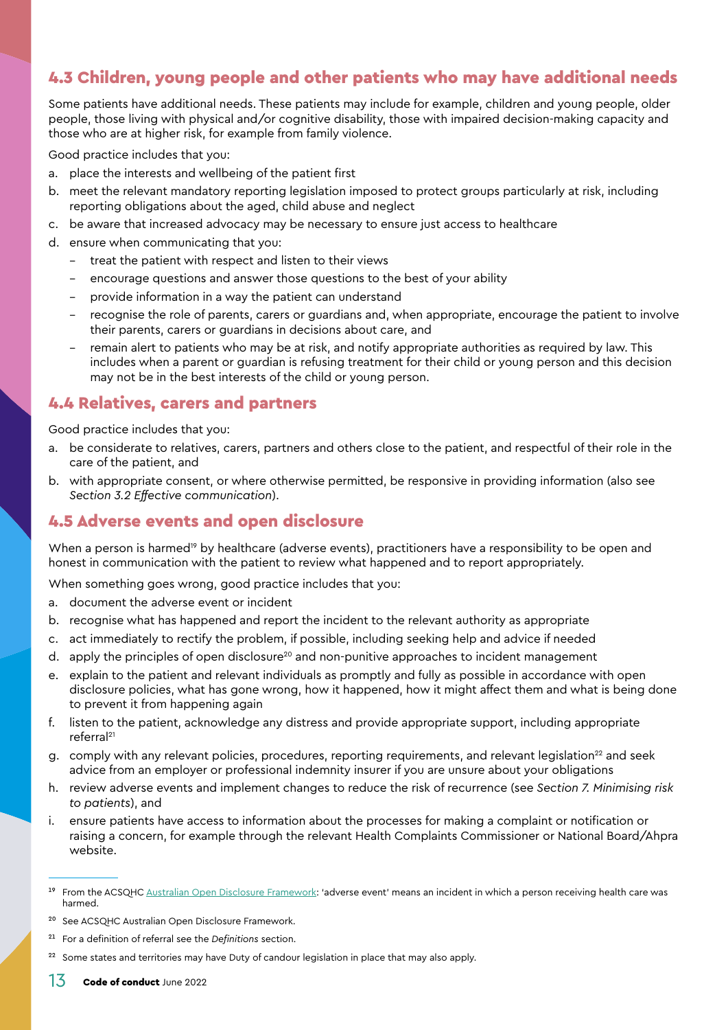## 4.3 Children, young people and other patients who may have additional needs

Some patients have additional needs. These patients may include for example, children and young people, older people, those living with physical and/or cognitive disability, those with impaired decision-making capacity and those who are at higher risk, for example from family violence.

Good practice includes that you:

a. place the interests and wellbeing of the patient first
b. meet the relevant mandatory reporting legislation imposed to protect groups particularly at risk, including reporting obligations about the aged, child abuse and neglect
c. be aware that increased advocacy may be necessary to ensure just access to healthcare
d. ensure when communicating that you:
   - treat the patient with respect and listen to their views
   - encourage questions and answer those questions to the best of your ability
   - provide information in a way the patient can understand
   - recognise the role of parents, carers or guardians and, when appropriate, encourage the patient to involve their parents, carers or guardians in decisions about care, and
   - remain alert to patients who may be at risk, and notify appropriate authorities as required by law. This includes when a parent or guardian is refusing treatment for their child or young person and this decision may not be in the best interests of the child or young person.

## 4.4 Relatives, carers and partners

Good practice includes that you:

a. be considerate to relatives, carers, partners and others close to the patient, and respectful of their role in the care of the patient, and
b. with appropriate consent, or where otherwise permitted, be responsive in providing information (also see *Section 3.2 Effective communication*).

## 4.5 Adverse events and open disclosure

When a person is harmed[19] by healthcare (adverse events), practitioners have a responsibility to be open and honest in communication with the patient to review what happened and to report appropriately.

When something goes wrong, good practice includes that you:

a. document the adverse event or incident
b. recognise what has happened and report the incident to the relevant authority as appropriate
c. act immediately to rectify the problem, if possible, including seeking help and advice if needed
d. apply the principles of open disclosure[20] and non-punitive approaches to incident management
e. explain to the patient and relevant individuals as promptly and fully as possible in accordance with open disclosure policies, what has gone wrong, how it happened, how it might affect them and what is being done to prevent it from happening again
f. listen to the patient, acknowledge any distress and provide appropriate support, including appropriate referral[21]
g. comply with any relevant policies, procedures, reporting requirements, and relevant legislation[22] and seek advice from an employer or professional indemnity insurer if you are unsure about your obligations
h. review adverse events and implement changes to reduce the risk of recurrence (see *Section 7. Minimising risk to patients*), and
i. ensure patients have access to information about the processes for making a complaint or notification or raising a concern, for example through the relevant Health Complaints Commissioner or National Board/Ahpra website.

---

[19] From the ACSQHC Australian Open Disclosure Framework: 'adverse event' means an incident in which a person receiving health care was harmed.

[20] See ACSQHC Australian Open Disclosure Framework.

[21] For a definition of referral see the *Definitions* section.

[22] Some states and territories may have Duty of candour legislation in place that may also apply.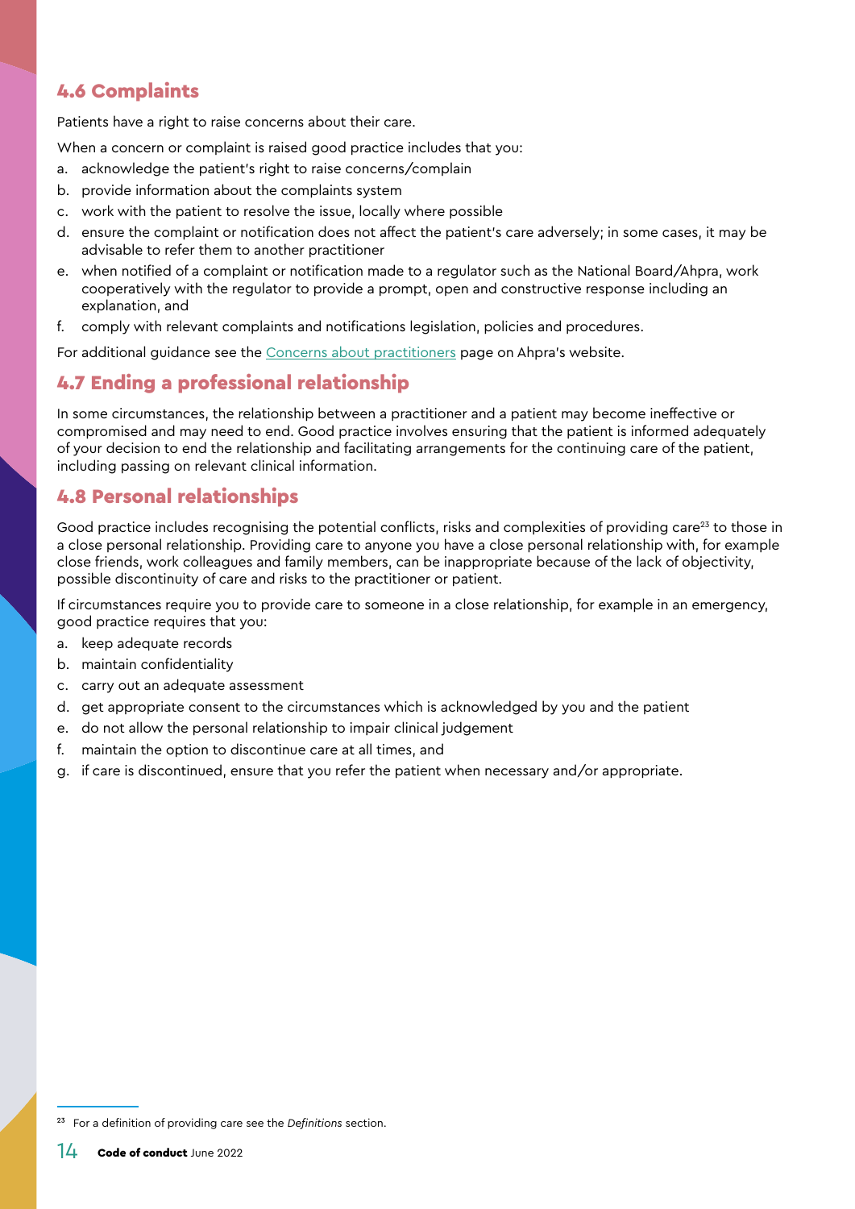## 4.6 Complaints

Patients have a right to raise concerns about their care.

When a concern or complaint is raised good practice includes that you:

a. acknowledge the patient's right to raise concerns/complain
b. provide information about the complaints system
c. work with the patient to resolve the issue, locally where possible
d. ensure the complaint or notification does not affect the patient's care adversely; in some cases, it may be advisable to refer them to another practitioner
e. when notified of a complaint or notification made to a regulator such as the National Board/Ahpra, work cooperatively with the regulator to provide a prompt, open and constructive response including an explanation, and
f. comply with relevant complaints and notifications legislation, policies and procedures.

For additional guidance see the Concerns about practitioners page on Ahpra's website.

## 4.7 Ending a professional relationship

In some circumstances, the relationship between a practitioner and a patient may become ineffective or compromised and may need to end. Good practice involves ensuring that the patient is informed adequately of your decision to end the relationship and facilitating arrangements for the continuing care of the patient, including passing on relevant clinical information.

## 4.8 Personal relationships

Good practice includes recognising the potential conflicts, risks and complexities of providing care[23] to those in a close personal relationship. Providing care to anyone you have a close personal relationship with, for example close friends, work colleagues and family members, can be inappropriate because of the lack of objectivity, possible discontinuity of care and risks to the practitioner or patient.

If circumstances require you to provide care to someone in a close relationship, for example in an emergency, good practice requires that you:

a. keep adequate records
b. maintain confidentiality
c. carry out an adequate assessment
d. get appropriate consent to the circumstances which is acknowledged by you and the patient
e. do not allow the personal relationship to impair clinical judgement
f. maintain the option to discontinue care at all times, and
g. if care is discontinued, ensure that you refer the patient when necessary and/or appropriate.

[23] For a definition of providing care see the *Definitions* section.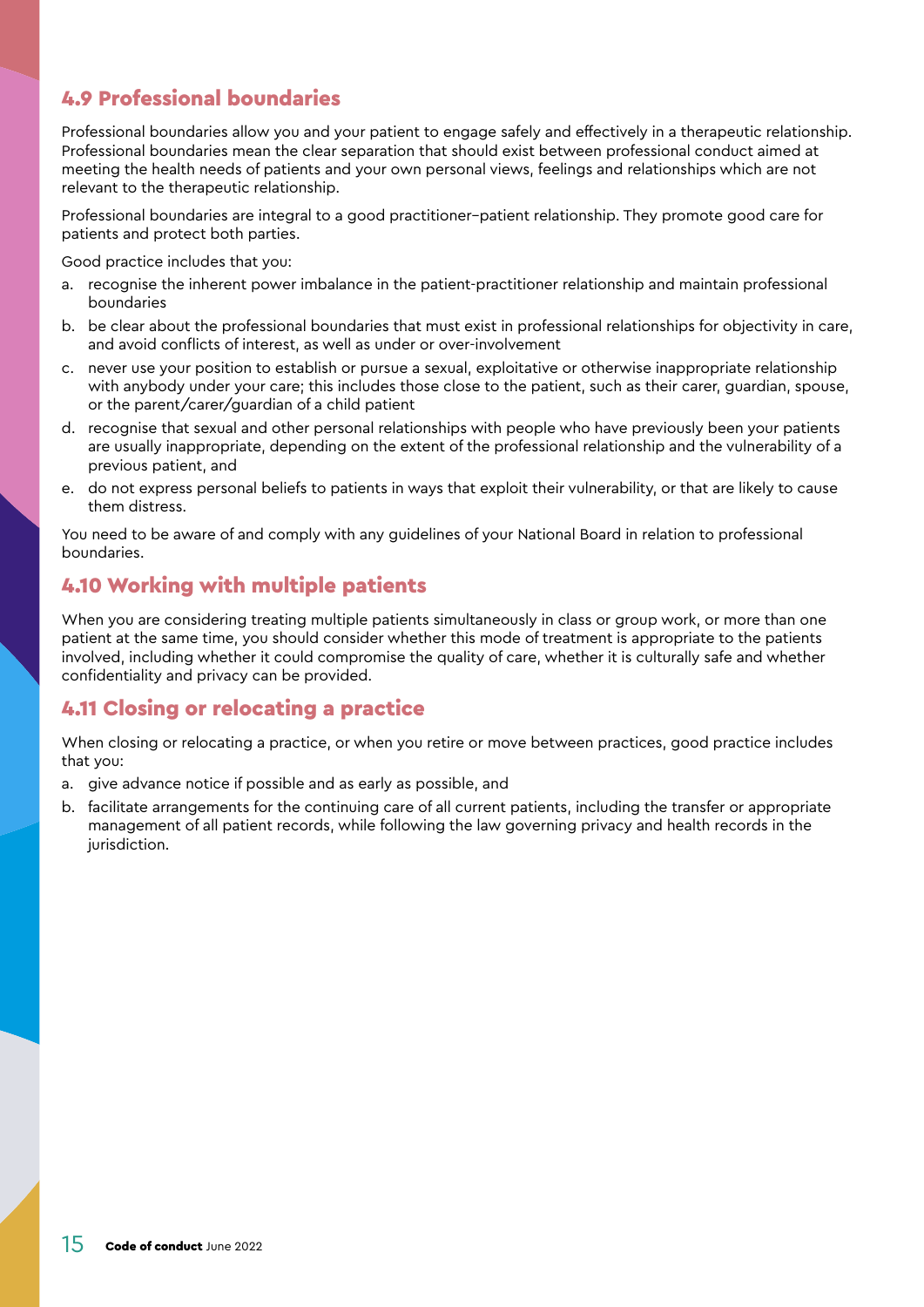## 4.9 Professional boundaries

Professional boundaries allow you and your patient to engage safely and effectively in a therapeutic relationship. Professional boundaries mean the clear separation that should exist between professional conduct aimed at meeting the health needs of patients and your own personal views, feelings and relationships which are not relevant to the therapeutic relationship.

Professional boundaries are integral to a good practitioner–patient relationship. They promote good care for patients and protect both parties.

Good practice includes that you:

a. recognise the inherent power imbalance in the patient-practitioner relationship and maintain professional boundaries
b. be clear about the professional boundaries that must exist in professional relationships for objectivity in care, and avoid conflicts of interest, as well as under or over-involvement
c. never use your position to establish or pursue a sexual, exploitative or otherwise inappropriate relationship with anybody under your care; this includes those close to the patient, such as their carer, guardian, spouse, or the parent/carer/guardian of a child patient
d. recognise that sexual and other personal relationships with people who have previously been your patients are usually inappropriate, depending on the extent of the professional relationship and the vulnerability of a previous patient, and
e. do not express personal beliefs to patients in ways that exploit their vulnerability, or that are likely to cause them distress.

You need to be aware of and comply with any guidelines of your National Board in relation to professional boundaries.

## 4.10 Working with multiple patients

When you are considering treating multiple patients simultaneously in class or group work, or more than one patient at the same time, you should consider whether this mode of treatment is appropriate to the patients involved, including whether it could compromise the quality of care, whether it is culturally safe and whether confidentiality and privacy can be provided.

## 4.11 Closing or relocating a practice

When closing or relocating a practice, or when you retire or move between practices, good practice includes that you:

a. give advance notice if possible and as early as possible, and
b. facilitate arrangements for the continuing care of all current patients, including the transfer or appropriate management of all patient records, while following the law governing privacy and health records in the jurisdiction.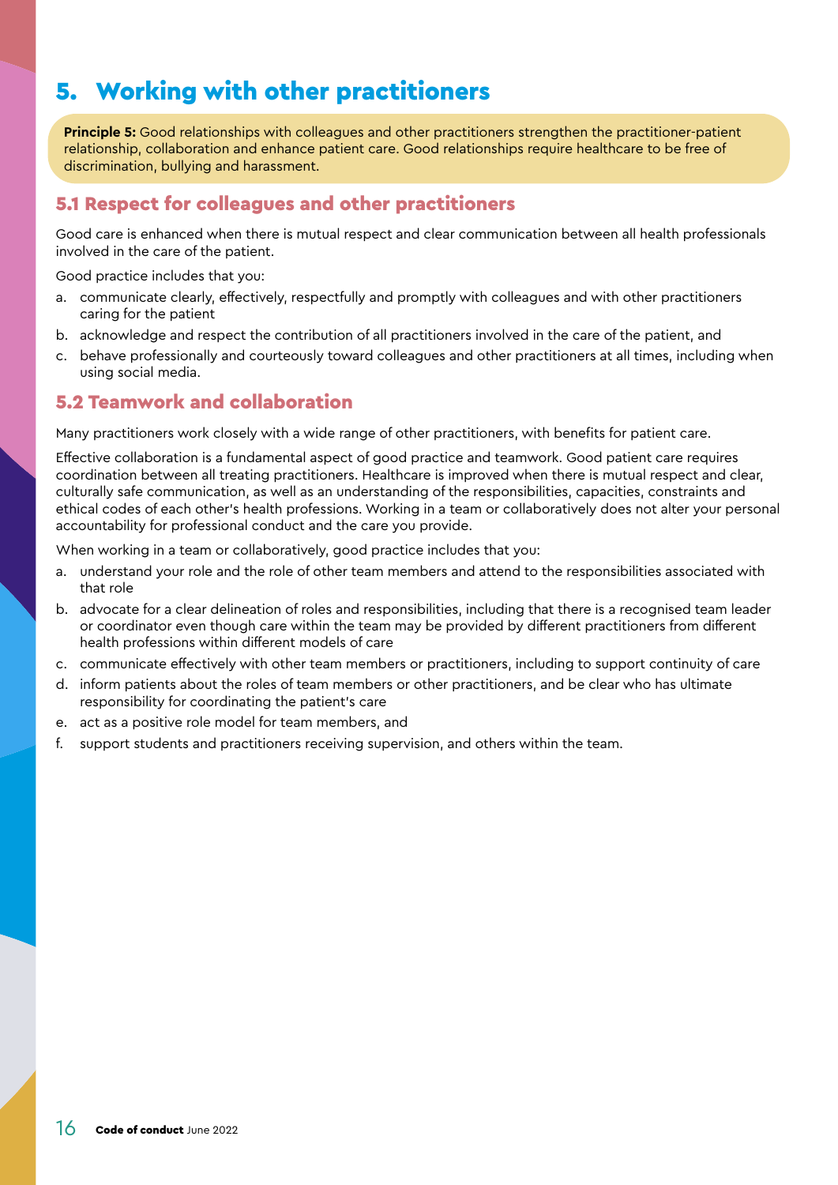# 5. Working with other practitioners

**Principle 5:** Good relationships with colleagues and other practitioners strengthen the practitioner-patient relationship, collaboration and enhance patient care. Good relationships require healthcare to be free of discrimination, bullying and harassment.

## 5.1 Respect for colleagues and other practitioners

Good care is enhanced when there is mutual respect and clear communication between all health professionals involved in the care of the patient.

Good practice includes that you:

a. communicate clearly, effectively, respectfully and promptly with colleagues and with other practitioners caring for the patient
b. acknowledge and respect the contribution of all practitioners involved in the care of the patient, and
c. behave professionally and courteously toward colleagues and other practitioners at all times, including when using social media.

## 5.2 Teamwork and collaboration

Many practitioners work closely with a wide range of other practitioners, with benefits for patient care.

Effective collaboration is a fundamental aspect of good practice and teamwork. Good patient care requires coordination between all treating practitioners. Healthcare is improved when there is mutual respect and clear, culturally safe communication, as well as an understanding of the responsibilities, capacities, constraints and ethical codes of each other's health professions. Working in a team or collaboratively does not alter your personal accountability for professional conduct and the care you provide.

When working in a team or collaboratively, good practice includes that you:

a. understand your role and the role of other team members and attend to the responsibilities associated with that role
b. advocate for a clear delineation of roles and responsibilities, including that there is a recognised team leader or coordinator even though care within the team may be provided by different practitioners from different health professions within different models of care
c. communicate effectively with other team members or practitioners, including to support continuity of care
d. inform patients about the roles of team members or other practitioners, and be clear who has ultimate responsibility for coordinating the patient's care
e. act as a positive role model for team members, and
f. support students and practitioners receiving supervision, and others within the team.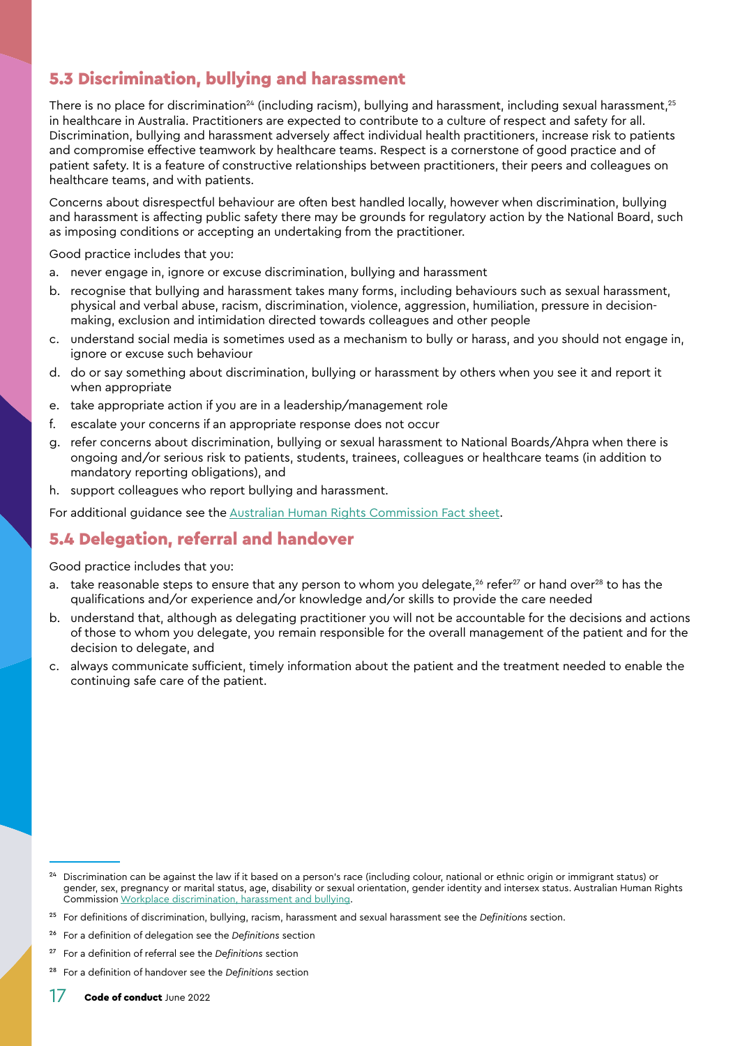## 5.3 Discrimination, bullying and harassment

There is no place for discrimination[24] (including racism), bullying and harassment, including sexual harassment,[25] in healthcare in Australia. Practitioners are expected to contribute to a culture of respect and safety for all. Discrimination, bullying and harassment adversely affect individual health practitioners, increase risk to patients and compromise effective teamwork by healthcare teams. Respect is a cornerstone of good practice and of patient safety. It is a feature of constructive relationships between practitioners, their peers and colleagues on healthcare teams, and with patients.

Concerns about disrespectful behaviour are often best handled locally, however when discrimination, bullying and harassment is affecting public safety there may be grounds for regulatory action by the National Board, such as imposing conditions or accepting an undertaking from the practitioner.

Good practice includes that you:

a. never engage in, ignore or excuse discrimination, bullying and harassment
b. recognise that bullying and harassment takes many forms, including behaviours such as sexual harassment, physical and verbal abuse, racism, discrimination, violence, aggression, humiliation, pressure in decision-making, exclusion and intimidation directed towards colleagues and other people
c. understand social media is sometimes used as a mechanism to bully or harass, and you should not engage in, ignore or excuse such behaviour
d. do or say something about discrimination, bullying or harassment by others when you see it and report it when appropriate
e. take appropriate action if you are in a leadership/management role
f. escalate your concerns if an appropriate response does not occur
g. refer concerns about discrimination, bullying or sexual harassment to National Boards/Ahpra when there is ongoing and/or serious risk to patients, students, trainees, colleagues or healthcare teams (in addition to mandatory reporting obligations), and
h. support colleagues who report bullying and harassment.

For additional guidance see the Australian Human Rights Commission Fact sheet.

## 5.4 Delegation, referral and handover

Good practice includes that you:

a. take reasonable steps to ensure that any person to whom you delegate,[26] refer[27] or hand over[28] to has the qualifications and/or experience and/or knowledge and/or skills to provide the care needed
b. understand that, although as delegating practitioner you will not be accountable for the decisions and actions of those to whom you delegate, you remain responsible for the overall management of the patient and for the decision to delegate, and
c. always communicate sufficient, timely information about the patient and the treatment needed to enable the continuing safe care of the patient.

---

[24] Discrimination can be against the law if it based on a person's race (including colour, national or ethnic origin or immigrant status) or gender, sex, pregnancy or marital status, age, disability or sexual orientation, gender identity and intersex status. Australian Human Rights Commission Workplace discrimination, harassment and bullying.

[25] For definitions of discrimination, bullying, racism, harassment and sexual harassment see the *Definitions* section.

[26] For a definition of delegation see the *Definitions* section

[27] For a definition of referral see the *Definitions* section

[28] For a definition of handover see the *Definitions* section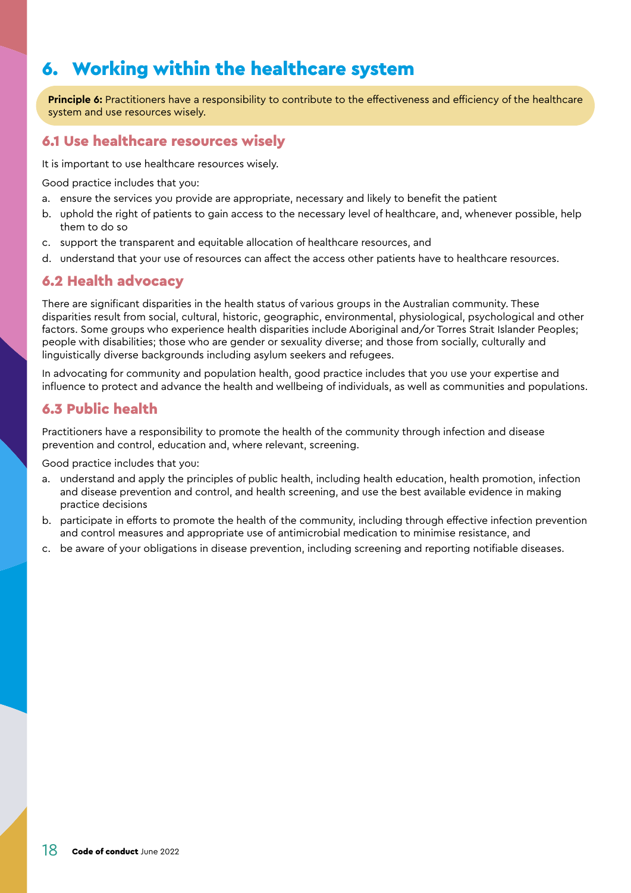# 6. Working within the healthcare system

**Principle 6:** Practitioners have a responsibility to contribute to the effectiveness and efficiency of the healthcare system and use resources wisely.

## 6.1 Use healthcare resources wisely

It is important to use healthcare resources wisely.

Good practice includes that you:

a. ensure the services you provide are appropriate, necessary and likely to benefit the patient
b. uphold the right of patients to gain access to the necessary level of healthcare, and, whenever possible, help them to do so
c. support the transparent and equitable allocation of healthcare resources, and
d. understand that your use of resources can affect the access other patients have to healthcare resources.

## 6.2 Health advocacy

There are significant disparities in the health status of various groups in the Australian community. These disparities result from social, cultural, historic, geographic, environmental, physiological, psychological and other factors. Some groups who experience health disparities include Aboriginal and/or Torres Strait Islander Peoples; people with disabilities; those who are gender or sexuality diverse; and those from socially, culturally and linguistically diverse backgrounds including asylum seekers and refugees.

In advocating for community and population health, good practice includes that you use your expertise and influence to protect and advance the health and wellbeing of individuals, as well as communities and populations.

## 6.3 Public health

Practitioners have a responsibility to promote the health of the community through infection and disease prevention and control, education and, where relevant, screening.

Good practice includes that you:

a. understand and apply the principles of public health, including health education, health promotion, infection and disease prevention and control, and health screening, and use the best available evidence in making practice decisions
b. participate in efforts to promote the health of the community, including through effective infection prevention and control measures and appropriate use of antimicrobial medication to minimise resistance, and
c. be aware of your obligations in disease prevention, including screening and reporting notifiable diseases.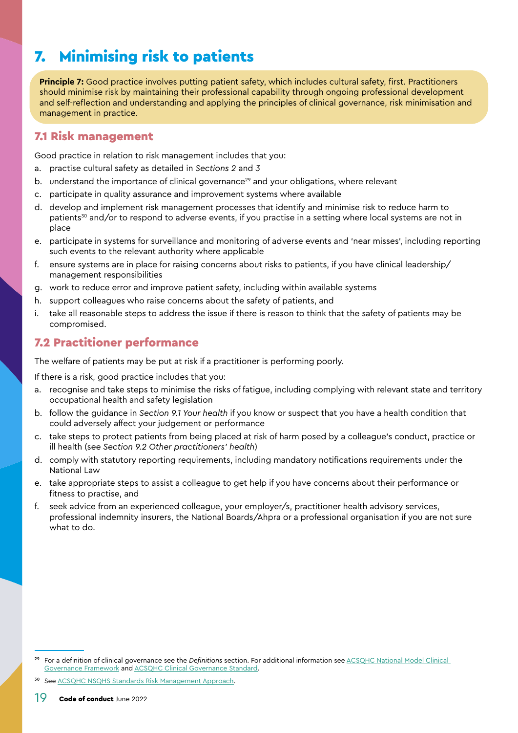# 7. Minimising risk to patients

**Principle 7:** Good practice involves putting patient safety, which includes cultural safety, first. Practitioners should minimise risk by maintaining their professional capability through ongoing professional development and self-reflection and understanding and applying the principles of clinical governance, risk minimisation and management in practice.

## 7.1 Risk management

Good practice in relation to risk management includes that you:

a. practise cultural safety as detailed in *Sections 2* and *3*
b. understand the importance of clinical governance[29] and your obligations, where relevant
c. participate in quality assurance and improvement systems where available
d. develop and implement risk management processes that identify and minimise risk to reduce harm to patients[30] and/or to respond to adverse events, if you practise in a setting where local systems are not in place
e. participate in systems for surveillance and monitoring of adverse events and 'near misses', including reporting such events to the relevant authority where applicable
f. ensure systems are in place for raising concerns about risks to patients, if you have clinical leadership/management responsibilities
g. work to reduce error and improve patient safety, including within available systems
h. support colleagues who raise concerns about the safety of patients, and
i. take all reasonable steps to address the issue if there is reason to think that the safety of patients may be compromised.

## 7.2 Practitioner performance

The welfare of patients may be put at risk if a practitioner is performing poorly.

If there is a risk, good practice includes that you:

a. recognise and take steps to minimise the risks of fatigue, including complying with relevant state and territory occupational health and safety legislation
b. follow the guidance in *Section 9.1 Your health* if you know or suspect that you have a health condition that could adversely affect your judgement or performance
c. take steps to protect patients from being placed at risk of harm posed by a colleague's conduct, practice or ill health (see *Section 9.2 Other practitioners' health*)
d. comply with statutory reporting requirements, including mandatory notifications requirements under the National Law
e. take appropriate steps to assist a colleague to get help if you have concerns about their performance or fitness to practise, and
f. seek advice from an experienced colleague, your employer/s, practitioner health advisory services, professional indemnity insurers, the National Boards/Ahpra or a professional organisation if you are not sure what to do.

---

[29] For a definition of clinical governance see the *Definitions* section. For additional information see ACSQHC National Model Clinical Governance Framework and ACSQHC Clinical Governance Standard.

[30] See ACSQHC NSQHS Standards Risk Management Approach.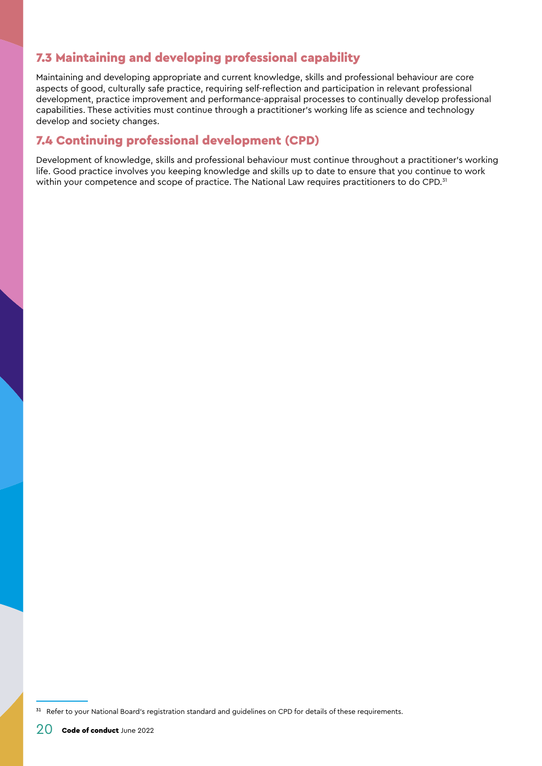## 7.3 Maintaining and developing professional capability

Maintaining and developing appropriate and current knowledge, skills and professional behaviour are core aspects of good, culturally safe practice, requiring self-reflection and participation in relevant professional development, practice improvement and performance-appraisal processes to continually develop professional capabilities. These activities must continue through a practitioner's working life as science and technology develop and society changes.

## 7.4 Continuing professional development (CPD)

Development of knowledge, skills and professional behaviour must continue throughout a practitioner's working life. Good practice involves you keeping knowledge and skills up to date to ensure that you continue to work within your competence and scope of practice. The National Law requires practitioners to do CPD.[31]

[31] Refer to your National Board's registration standard and guidelines on CPD for details of these requirements.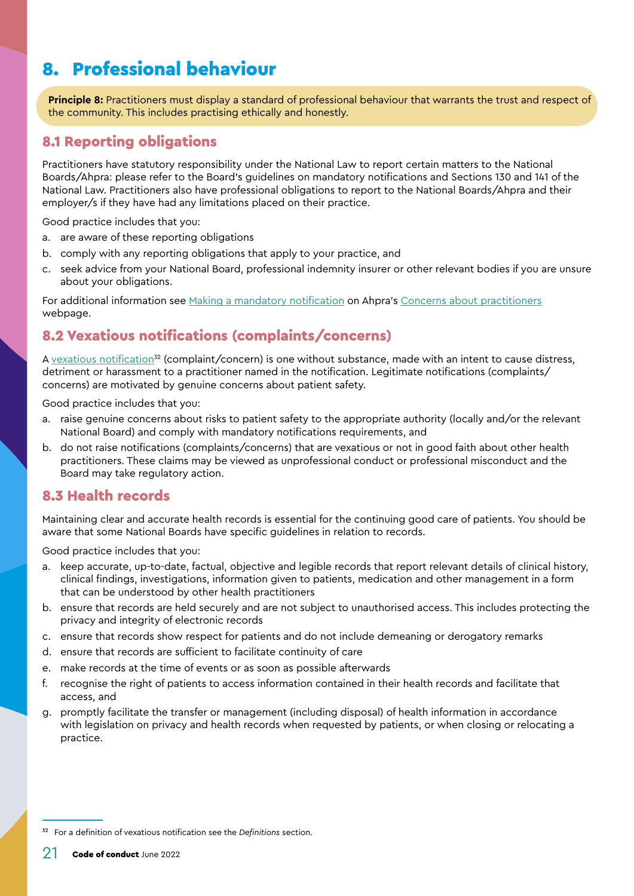# 8. Professional behaviour

**Principle 8:** Practitioners must display a standard of professional behaviour that warrants the trust and respect of the community. This includes practising ethically and honestly.

## 8.1 Reporting obligations

Practitioners have statutory responsibility under the National Law to report certain matters to the National Boards/Ahpra: please refer to the Board's guidelines on mandatory notifications and Sections 130 and 141 of the National Law. Practitioners also have professional obligations to report to the National Boards/Ahpra and their employer/s if they have had any limitations placed on their practice.

Good practice includes that you:

a. are aware of these reporting obligations
b. comply with any reporting obligations that apply to your practice, and
c. seek advice from your National Board, professional indemnity insurer or other relevant bodies if you are unsure about your obligations.

For additional information see Making a mandatory notification on Ahpra's Concerns about practitioners webpage.

## 8.2 Vexatious notifications (complaints/concerns)

A vexatious notification[32] (complaint/concern) is one without substance, made with an intent to cause distress, detriment or harassment to a practitioner named in the notification. Legitimate notifications (complaints/concerns) are motivated by genuine concerns about patient safety.

Good practice includes that you:

a. raise genuine concerns about risks to patient safety to the appropriate authority (locally and/or the relevant National Board) and comply with mandatory notifications requirements, and
b. do not raise notifications (complaints/concerns) that are vexatious or not in good faith about other health practitioners. These claims may be viewed as unprofessional conduct or professional misconduct and the Board may take regulatory action.

## 8.3 Health records

Maintaining clear and accurate health records is essential for the continuing good care of patients. You should be aware that some National Boards have specific guidelines in relation to records.

Good practice includes that you:

a. keep accurate, up-to-date, factual, objective and legible records that report relevant details of clinical history, clinical findings, investigations, information given to patients, medication and other management in a form that can be understood by other health practitioners
b. ensure that records are held securely and are not subject to unauthorised access. This includes protecting the privacy and integrity of electronic records
c. ensure that records show respect for patients and do not include demeaning or derogatory remarks
d. ensure that records are sufficient to facilitate continuity of care
e. make records at the time of events or as soon as possible afterwards
f. recognise the right of patients to access information contained in their health records and facilitate that access, and
g. promptly facilitate the transfer or management (including disposal) of health information in accordance with legislation on privacy and health records when requested by patients, or when closing or relocating a practice.

---

[32] For a definition of vexatious notification see the *Definitions* section.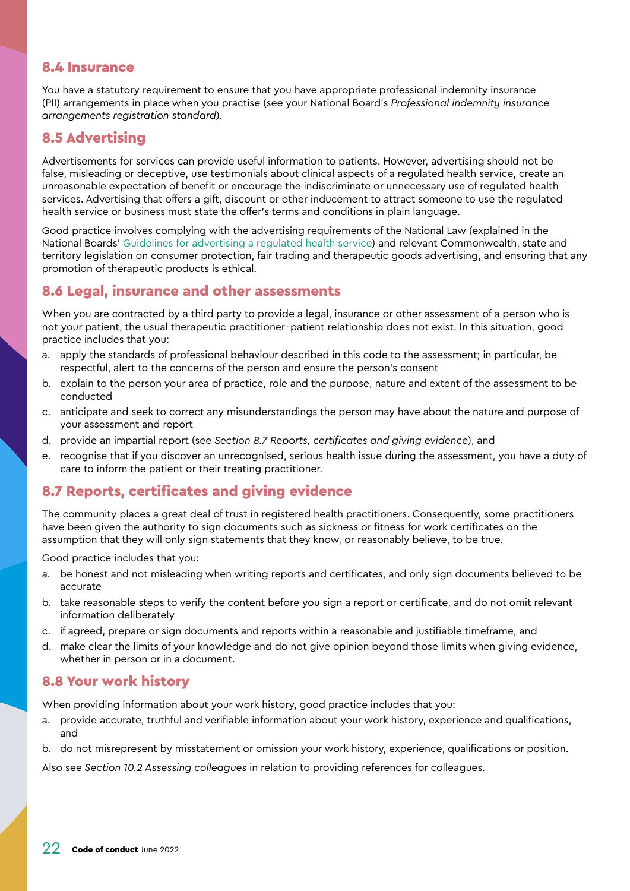## 8.4 Insurance

You have a statutory requirement to ensure that you have appropriate professional indemnity insurance (PII) arrangements in place when you practise (see your National Board's *Professional indemnity insurance arrangements registration standard*).

## 8.5 Advertising

Advertisements for services can provide useful information to patients. However, advertising should not be false, misleading or deceptive, use testimonials about clinical aspects of a regulated health service, create an unreasonable expectation of benefit or encourage the indiscriminate or unnecessary use of regulated health services. Advertising that offers a gift, discount or other inducement to attract someone to use the regulated health service or business must state the offer's terms and conditions in plain language.

Good practice involves complying with the advertising requirements of the National Law (explained in the National Boards' Guidelines for advertising a regulated health service) and relevant Commonwealth, state and territory legislation on consumer protection, fair trading and therapeutic goods advertising, and ensuring that any promotion of therapeutic products is ethical.

## 8.6 Legal, insurance and other assessments

When you are contracted by a third party to provide a legal, insurance or other assessment of a person who is not your patient, the usual therapeutic practitioner–patient relationship does not exist. In this situation, good practice includes that you:

a. apply the standards of professional behaviour described in this code to the assessment; in particular, be respectful, alert to the concerns of the person and ensure the person's consent
b. explain to the person your area of practice, role and the purpose, nature and extent of the assessment to be conducted
c. anticipate and seek to correct any misunderstandings the person may have about the nature and purpose of your assessment and report
d. provide an impartial report (see *Section 8.7 Reports, certificates and giving evidence*), and
e. recognise that if you discover an unrecognised, serious health issue during the assessment, you have a duty of care to inform the patient or their treating practitioner.

## 8.7 Reports, certificates and giving evidence

The community places a great deal of trust in registered health practitioners. Consequently, some practitioners have been given the authority to sign documents such as sickness or fitness for work certificates on the assumption that they will only sign statements that they know, or reasonably believe, to be true.

Good practice includes that you:

a. be honest and not misleading when writing reports and certificates, and only sign documents believed to be accurate
b. take reasonable steps to verify the content before you sign a report or certificate, and do not omit relevant information deliberately
c. if agreed, prepare or sign documents and reports within a reasonable and justifiable timeframe, and
d. make clear the limits of your knowledge and do not give opinion beyond those limits when giving evidence, whether in person or in a document.

## 8.8 Your work history

When providing information about your work history, good practice includes that you:

a. provide accurate, truthful and verifiable information about your work history, experience and qualifications, and
b. do not misrepresent by misstatement or omission your work history, experience, qualifications or position.

Also see *Section 10.2 Assessing colleagues* in relation to providing references for colleagues.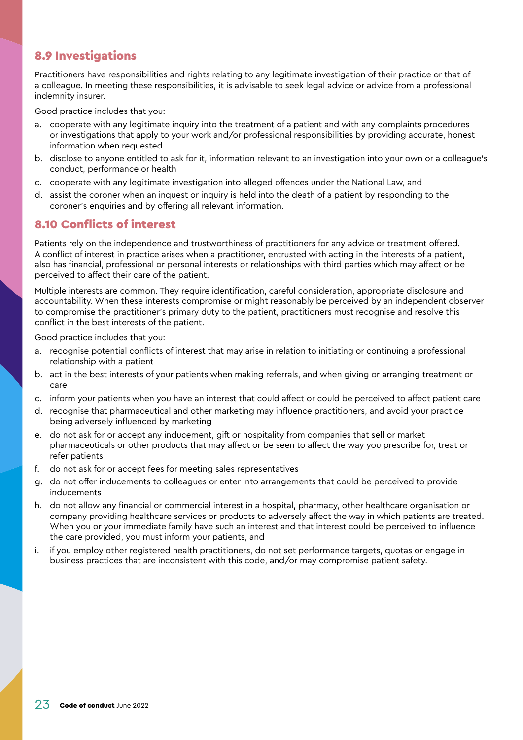### 8.9 Investigations

Practitioners have responsibilities and rights relating to any legitimate investigation of their practice or that of a colleague. In meeting these responsibilities, it is advisable to seek legal advice or advice from a professional indemnity insurer.

Good practice includes that you:

a. cooperate with any legitimate inquiry into the treatment of a patient and with any complaints procedures or investigations that apply to your work and/or professional responsibilities by providing accurate, honest information when requested
b. disclose to anyone entitled to ask for it, information relevant to an investigation into your own or a colleague's conduct, performance or health
c. cooperate with any legitimate investigation into alleged offences under the National Law, and
d. assist the coroner when an inquest or inquiry is held into the death of a patient by responding to the coroner's enquiries and by offering all relevant information.

### 8.10 Conflicts of interest

Patients rely on the independence and trustworthiness of practitioners for any advice or treatment offered. A conflict of interest in practice arises when a practitioner, entrusted with acting in the interests of a patient, also has financial, professional or personal interests or relationships with third parties which may affect or be perceived to affect their care of the patient.

Multiple interests are common. They require identification, careful consideration, appropriate disclosure and accountability. When these interests compromise or might reasonably be perceived by an independent observer to compromise the practitioner's primary duty to the patient, practitioners must recognise and resolve this conflict in the best interests of the patient.

Good practice includes that you:

a. recognise potential conflicts of interest that may arise in relation to initiating or continuing a professional relationship with a patient
b. act in the best interests of your patients when making referrals, and when giving or arranging treatment or care
c. inform your patients when you have an interest that could affect or could be perceived to affect patient care
d. recognise that pharmaceutical and other marketing may influence practitioners, and avoid your practice being adversely influenced by marketing
e. do not ask for or accept any inducement, gift or hospitality from companies that sell or market pharmaceuticals or other products that may affect or be seen to affect the way you prescribe for, treat or refer patients
f. do not ask for or accept fees for meeting sales representatives
g. do not offer inducements to colleagues or enter into arrangements that could be perceived to provide inducements
h. do not allow any financial or commercial interest in a hospital, pharmacy, other healthcare organisation or company providing healthcare services or products to adversely affect the way in which patients are treated. When you or your immediate family have such an interest and that interest could be perceived to influence the care provided, you must inform your patients, and
i. if you employ other registered health practitioners, do not set performance targets, quotas or engage in business practices that are inconsistent with this code, and/or may compromise patient safety.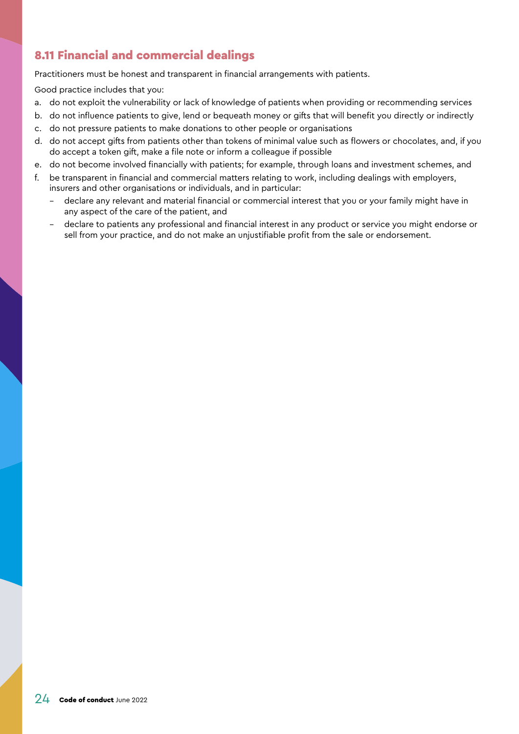## 8.11 Financial and commercial dealings

Practitioners must be honest and transparent in financial arrangements with patients.

Good practice includes that you:

a. do not exploit the vulnerability or lack of knowledge of patients when providing or recommending services
b. do not influence patients to give, lend or bequeath money or gifts that will benefit you directly or indirectly
c. do not pressure patients to make donations to other people or organisations
d. do not accept gifts from patients other than tokens of minimal value such as flowers or chocolates, and, if you do accept a token gift, make a file note or inform a colleague if possible
e. do not become involved financially with patients; for example, through loans and investment schemes, and
f. be transparent in financial and commercial matters relating to work, including dealings with employers, insurers and other organisations or individuals, and in particular:
   - declare any relevant and material financial or commercial interest that you or your family might have in any aspect of the care of the patient, and
   - declare to patients any professional and financial interest in any product or service you might endorse or sell from your practice, and do not make an unjustifiable profit from the sale or endorsement.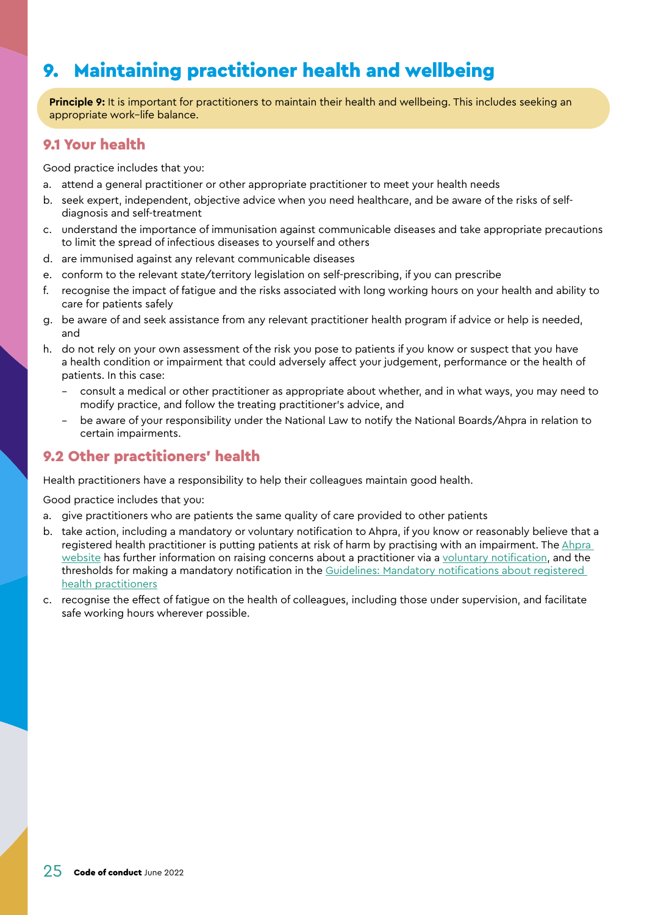# 9. Maintaining practitioner health and wellbeing

**Principle 9:** It is important for practitioners to maintain their health and wellbeing. This includes seeking an appropriate work–life balance.

## 9.1 Your health

Good practice includes that you:

a. attend a general practitioner or other appropriate practitioner to meet your health needs
b. seek expert, independent, objective advice when you need healthcare, and be aware of the risks of self-diagnosis and self-treatment
c. understand the importance of immunisation against communicable diseases and take appropriate precautions to limit the spread of infectious diseases to yourself and others
d. are immunised against any relevant communicable diseases
e. conform to the relevant state/territory legislation on self-prescribing, if you can prescribe
f. recognise the impact of fatigue and the risks associated with long working hours on your health and ability to care for patients safely
g. be aware of and seek assistance from any relevant practitioner health program if advice or help is needed, and
h. do not rely on your own assessment of the risk you pose to patients if you know or suspect that you have a health condition or impairment that could adversely affect your judgement, performance or the health of patients. In this case:
   - consult a medical or other practitioner as appropriate about whether, and in what ways, you may need to modify practice, and follow the treating practitioner's advice, and
   - be aware of your responsibility under the National Law to notify the National Boards/Ahpra in relation to certain impairments.

## 9.2 Other practitioners' health

Health practitioners have a responsibility to help their colleagues maintain good health.

Good practice includes that you:

a. give practitioners who are patients the same quality of care provided to other patients
b. take action, including a mandatory or voluntary notification to Ahpra, if you know or reasonably believe that a registered health practitioner is putting patients at risk of harm by practising with an impairment. The Ahpra website has further information on raising concerns about a practitioner via a voluntary notification, and the thresholds for making a mandatory notification in the Guidelines: Mandatory notifications about registered health practitioners
c. recognise the effect of fatigue on the health of colleagues, including those under supervision, and facilitate safe working hours wherever possible.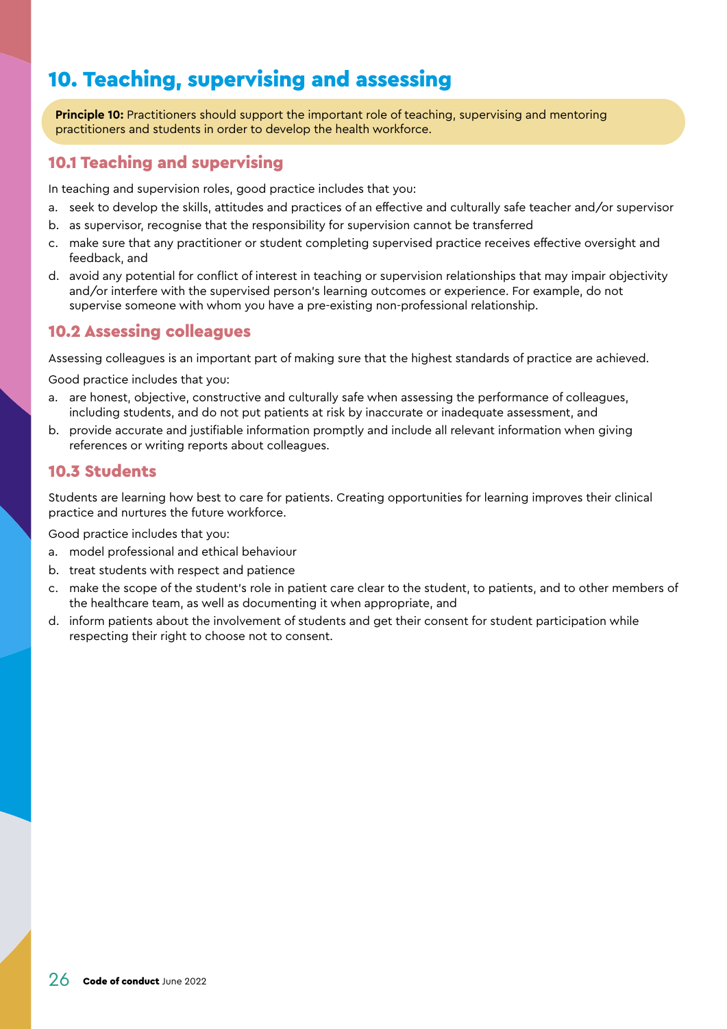# 10. Teaching, supervising and assessing

**Principle 10:** Practitioners should support the important role of teaching, supervising and mentoring practitioners and students in order to develop the health workforce.

## 10.1 Teaching and supervising

In teaching and supervision roles, good practice includes that you:

a. seek to develop the skills, attitudes and practices of an effective and culturally safe teacher and/or supervisor
b. as supervisor, recognise that the responsibility for supervision cannot be transferred
c. make sure that any practitioner or student completing supervised practice receives effective oversight and feedback, and
d. avoid any potential for conflict of interest in teaching or supervision relationships that may impair objectivity and/or interfere with the supervised person's learning outcomes or experience. For example, do not supervise someone with whom you have a pre-existing non-professional relationship.

## 10.2 Assessing colleagues

Assessing colleagues is an important part of making sure that the highest standards of practice are achieved.

Good practice includes that you:

a. are honest, objective, constructive and culturally safe when assessing the performance of colleagues, including students, and do not put patients at risk by inaccurate or inadequate assessment, and
b. provide accurate and justifiable information promptly and include all relevant information when giving references or writing reports about colleagues.

## 10.3 Students

Students are learning how best to care for patients. Creating opportunities for learning improves their clinical practice and nurtures the future workforce.

Good practice includes that you:

a. model professional and ethical behaviour
b. treat students with respect and patience
c. make the scope of the student's role in patient care clear to the student, to patients, and to other members of the healthcare team, as well as documenting it when appropriate, and
d. inform patients about the involvement of students and get their consent for student participation while respecting their right to choose not to consent.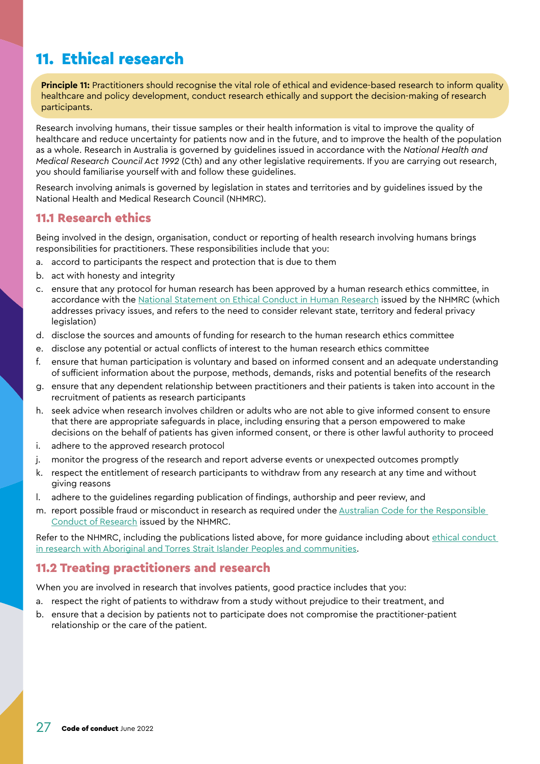# 11. Ethical research

**Principle 11:** Practitioners should recognise the vital role of ethical and evidence-based research to inform quality healthcare and policy development, conduct research ethically and support the decision-making of research participants.

Research involving humans, their tissue samples or their health information is vital to improve the quality of healthcare and reduce uncertainty for patients now and in the future, and to improve the health of the population as a whole. Research in Australia is governed by guidelines issued in accordance with the *National Health and Medical Research Council Act 1992* (Cth) and any other legislative requirements. If you are carrying out research, you should familiarise yourself with and follow these guidelines.

Research involving animals is governed by legislation in states and territories and by guidelines issued by the National Health and Medical Research Council (NHMRC).

## 11.1 Research ethics

Being involved in the design, organisation, conduct or reporting of health research involving humans brings responsibilities for practitioners. These responsibilities include that you:

a. accord to participants the respect and protection that is due to them
b. act with honesty and integrity
c. ensure that any protocol for human research has been approved by a human research ethics committee, in accordance with the National Statement on Ethical Conduct in Human Research issued by the NHMRC (which addresses privacy issues, and refers to the need to consider relevant state, territory and federal privacy legislation)
d. disclose the sources and amounts of funding for research to the human research ethics committee
e. disclose any potential or actual conflicts of interest to the human research ethics committee
f. ensure that human participation is voluntary and based on informed consent and an adequate understanding of sufficient information about the purpose, methods, demands, risks and potential benefits of the research
g. ensure that any dependent relationship between practitioners and their patients is taken into account in the recruitment of patients as research participants
h. seek advice when research involves children or adults who are not able to give informed consent to ensure that there are appropriate safeguards in place, including ensuring that a person empowered to make decisions on the behalf of patients has given informed consent, or there is other lawful authority to proceed
i. adhere to the approved research protocol
j. monitor the progress of the research and report adverse events or unexpected outcomes promptly
k. respect the entitlement of research participants to withdraw from any research at any time and without giving reasons
l. adhere to the guidelines regarding publication of findings, authorship and peer review, and
m. report possible fraud or misconduct in research as required under the Australian Code for the Responsible Conduct of Research issued by the NHMRC.

Refer to the NHMRC, including the publications listed above, for more guidance including about ethical conduct in research with Aboriginal and Torres Strait Islander Peoples and communities.

## 11.2 Treating practitioners and research

When you are involved in research that involves patients, good practice includes that you:

a. respect the right of patients to withdraw from a study without prejudice to their treatment, and
b. ensure that a decision by patients not to participate does not compromise the practitioner-patient relationship or the care of the patient.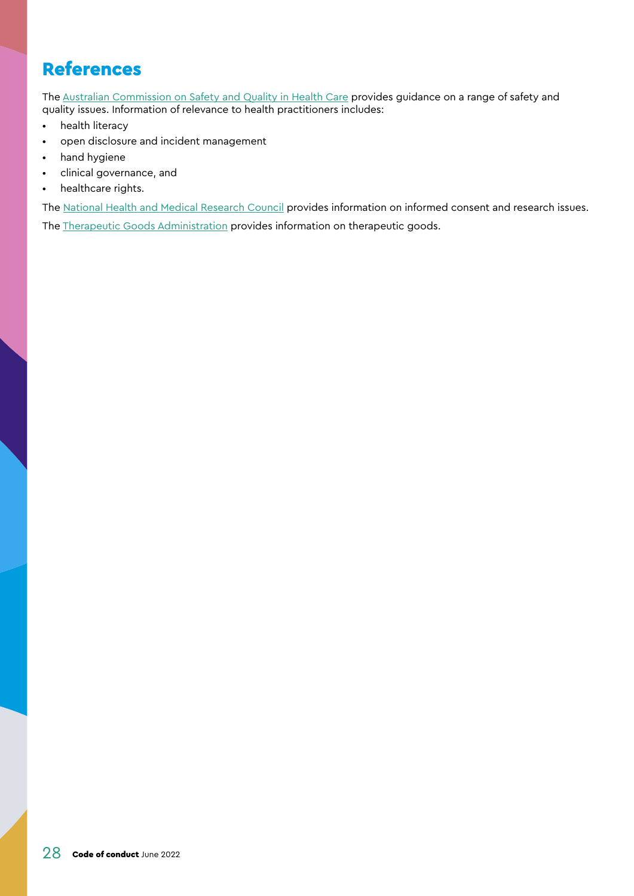# References

The Australian Commission on Safety and Quality in Health Care provides guidance on a range of safety and quality issues. Information of relevance to health practitioners includes:

- health literacy
- open disclosure and incident management
- hand hygiene
- clinical governance, and
- healthcare rights.

The National Health and Medical Research Council provides information on informed consent and research issues.

The Therapeutic Goods Administration provides information on therapeutic goods.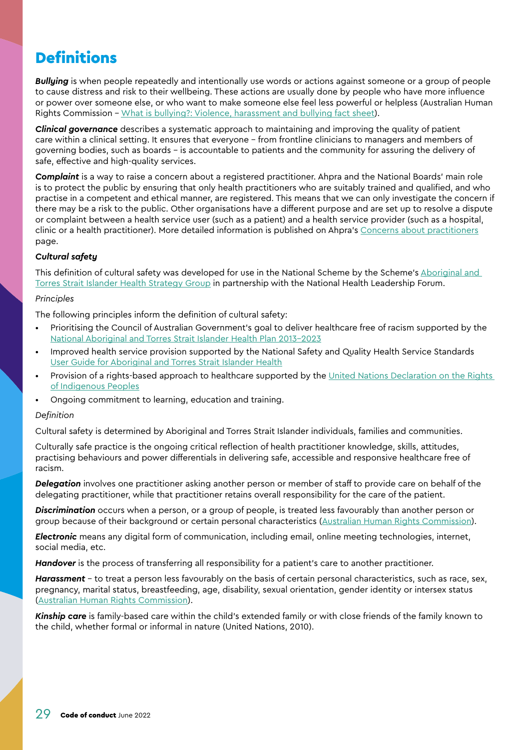# Definitions

***Bullying*** is when people repeatedly and intentionally use words or actions against someone or a group of people to cause distress and risk to their wellbeing. These actions are usually done by people who have more influence or power over someone else, or who want to make someone else feel less powerful or helpless (Australian Human Rights Commission – What is bullying?: Violence, harassment and bullying fact sheet).

***Clinical governance*** describes a systematic approach to maintaining and improving the quality of patient care within a clinical setting. It ensures that everyone – from frontline clinicians to managers and members of governing bodies, such as boards – is accountable to patients and the community for assuring the delivery of safe, effective and high-quality services.

***Complaint*** is a way to raise a concern about a registered practitioner. Ahpra and the National Boards' main role is to protect the public by ensuring that only health practitioners who are suitably trained and qualified, and who practise in a competent and ethical manner, are registered. This means that we can only investigate the concern if there may be a risk to the public. Other organisations have a different purpose and are set up to resolve a dispute or complaint between a health service user (such as a patient) and a health service provider (such as a hospital, clinic or a health practitioner). More detailed information is published on Ahpra's Concerns about practitioners page.

***Cultural safety***

This definition of cultural safety was developed for use in the National Scheme by the Scheme's Aboriginal and Torres Strait Islander Health Strategy Group in partnership with the National Health Leadership Forum.

*Principles*

The following principles inform the definition of cultural safety:

- Prioritising the Council of Australian Government's goal to deliver healthcare free of racism supported by the National Aboriginal and Torres Strait Islander Health Plan 2013–2023
- Improved health service provision supported by the National Safety and Quality Health Service Standards User Guide for Aboriginal and Torres Strait Islander Health
- Provision of a rights-based approach to healthcare supported by the United Nations Declaration on the Rights of Indigenous Peoples
- Ongoing commitment to learning, education and training.

*Definition*

Cultural safety is determined by Aboriginal and Torres Strait Islander individuals, families and communities.

Culturally safe practice is the ongoing critical reflection of health practitioner knowledge, skills, attitudes, practising behaviours and power differentials in delivering safe, accessible and responsive healthcare free of racism.

***Delegation*** involves one practitioner asking another person or member of staff to provide care on behalf of the delegating practitioner, while that practitioner retains overall responsibility for the care of the patient.

***Discrimination*** occurs when a person, or a group of people, is treated less favourably than another person or group because of their background or certain personal characteristics (Australian Human Rights Commission).

***Electronic*** means any digital form of communication, including email, online meeting technologies, internet, social media, etc.

***Handover*** is the process of transferring all responsibility for a patient's care to another practitioner.

***Harassment*** – to treat a person less favourably on the basis of certain personal characteristics, such as race, sex, pregnancy, marital status, breastfeeding, age, disability, sexual orientation, gender identity or intersex status (Australian Human Rights Commission).

***Kinship care*** is family-based care within the child's extended family or with close friends of the family known to the child, whether formal or informal in nature (United Nations, 2010).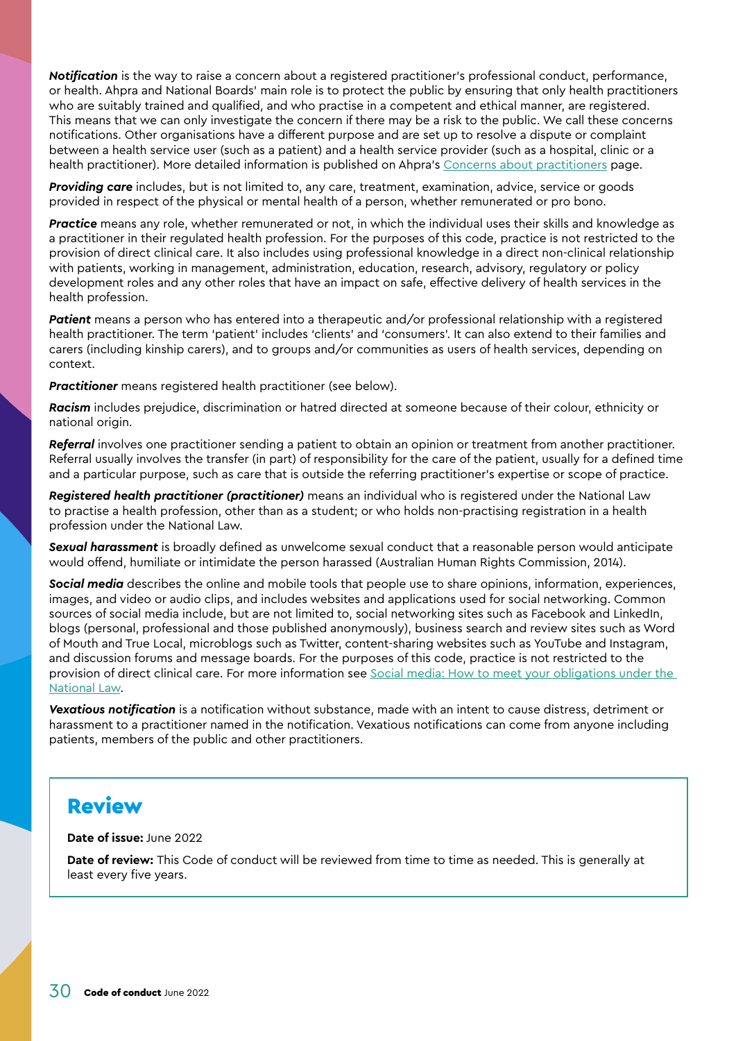***Notification*** is the way to raise a concern about a registered practitioner's professional conduct, performance, or health. Ahpra and National Boards' main role is to protect the public by ensuring that only health practitioners who are suitably trained and qualified, and who practise in a competent and ethical manner, are registered. This means that we can only investigate the concern if there may be a risk to the public. We call these concerns notifications. Other organisations have a different purpose and are set up to resolve a dispute or complaint between a health service user (such as a patient) and a health service provider (such as a hospital, clinic or a health practitioner). More detailed information is published on Ahpra's Concerns about practitioners page.

***Providing care*** includes, but is not limited to, any care, treatment, examination, advice, service or goods provided in respect of the physical or mental health of a person, whether remunerated or pro bono.

***Practice*** means any role, whether remunerated or not, in which the individual uses their skills and knowledge as a practitioner in their regulated health profession. For the purposes of this code, practice is not restricted to the provision of direct clinical care. It also includes using professional knowledge in a direct non-clinical relationship with patients, working in management, administration, education, research, advisory, regulatory or policy development roles and any other roles that have an impact on safe, effective delivery of health services in the health profession.

***Patient*** means a person who has entered into a therapeutic and/or professional relationship with a registered health practitioner. The term 'patient' includes 'clients' and 'consumers'. It can also extend to their families and carers (including kinship carers), and to groups and/or communities as users of health services, depending on context.

***Practitioner*** means registered health practitioner (see below).

***Racism*** includes prejudice, discrimination or hatred directed at someone because of their colour, ethnicity or national origin.

***Referral*** involves one practitioner sending a patient to obtain an opinion or treatment from another practitioner. Referral usually involves the transfer (in part) of responsibility for the care of the patient, usually for a defined time and a particular purpose, such as care that is outside the referring practitioner's expertise or scope of practice.

***Registered health practitioner (practitioner)*** means an individual who is registered under the National Law to practise a health profession, other than as a student; or who holds non-practising registration in a health profession under the National Law.

***Sexual harassment*** is broadly defined as unwelcome sexual conduct that a reasonable person would anticipate would offend, humiliate or intimidate the person harassed (Australian Human Rights Commission, 2014).

***Social media*** describes the online and mobile tools that people use to share opinions, information, experiences, images, and video or audio clips, and includes websites and applications used for social networking. Common sources of social media include, but are not limited to, social networking sites such as Facebook and LinkedIn, blogs (personal, professional and those published anonymously), business search and review sites such as Word of Mouth and True Local, microblogs such as Twitter, content-sharing websites such as YouTube and Instagram, and discussion forums and message boards. For the purposes of this code, practice is not restricted to the provision of direct clinical care. For more information see Social media: How to meet your obligations under the National Law.

***Vexatious notification*** is a notification without substance, made with an intent to cause distress, detriment or harassment to a practitioner named in the notification. Vexatious notifications can come from anyone including patients, members of the public and other practitioners.

## Review

**Date of issue:** June 2022

**Date of review:** This Code of conduct will be reviewed from time to time as needed. This is generally at least every five years.